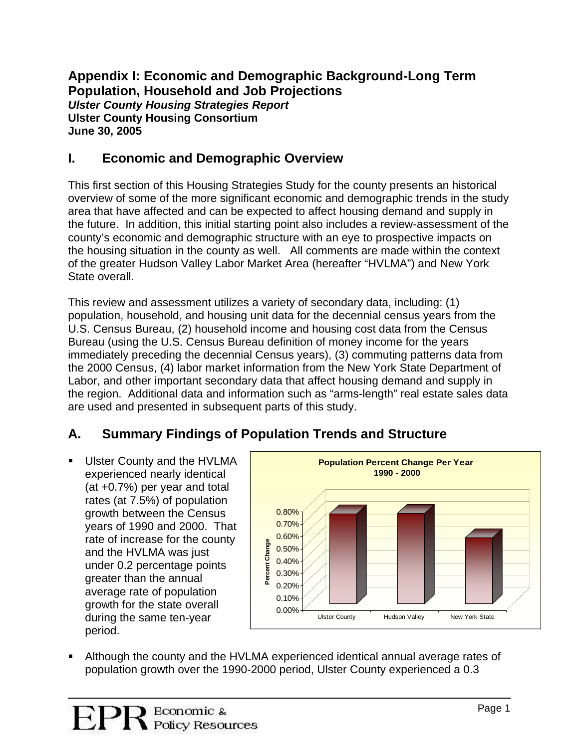# Appendix I: Economic and Demographic Background-Long Term Population, Household and Job Projections

***Ulster County Housing Strategies Report***

**Ulster County Housing Consortium**

**June 30, 2005**

## I. Economic and Demographic Overview

This first section of this Housing Strategies Study for the county presents an historical overview of some of the more significant economic and demographic trends in the study area that have affected and can be expected to affect housing demand and supply in the future. In addition, this initial starting point also includes a review-assessment of the county's economic and demographic structure with an eye to prospective impacts on the housing situation in the county as well. All comments are made within the context of the greater Hudson Valley Labor Market Area (hereafter "HVLMA") and New York State overall.

This review and assessment utilizes a variety of secondary data, including: (1) population, household, and housing unit data for the decennial census years from the U.S. Census Bureau, (2) household income and housing cost data from the Census Bureau (using the U.S. Census Bureau definition of money income for the years immediately preceding the decennial Census years), (3) commuting patterns data from the 2000 Census, (4) labor market information from the New York State Department of Labor, and other important secondary data that affect housing demand and supply in the region. Additional data and information such as "arms-length" real estate sales data are used and presented in subsequent parts of this study.

## A. Summary Findings of Population Trends and Structure

- Ulster County and the HVLMA experienced nearly identical (at +0.7%) per year and total rates (at 7.5%) of population growth between the Census years of 1990 and 2000. That rate of increase for the county and the HVLMA was just under 0.2 percentage points greater than the annual average rate of population growth for the state overall during the same ten-year period.

**Population Percent Change Per Year 1990 - 2000**

| | Percent Change |
|---|---|
| Ulster County | ~0.75% |
| Hudson Valley | ~0.75% |
| New York State | ~0.55% |

- Although the county and the HVLMA experienced identical annual average rates of population growth over the 1990-2000 period, Ulster County experienced a 0.3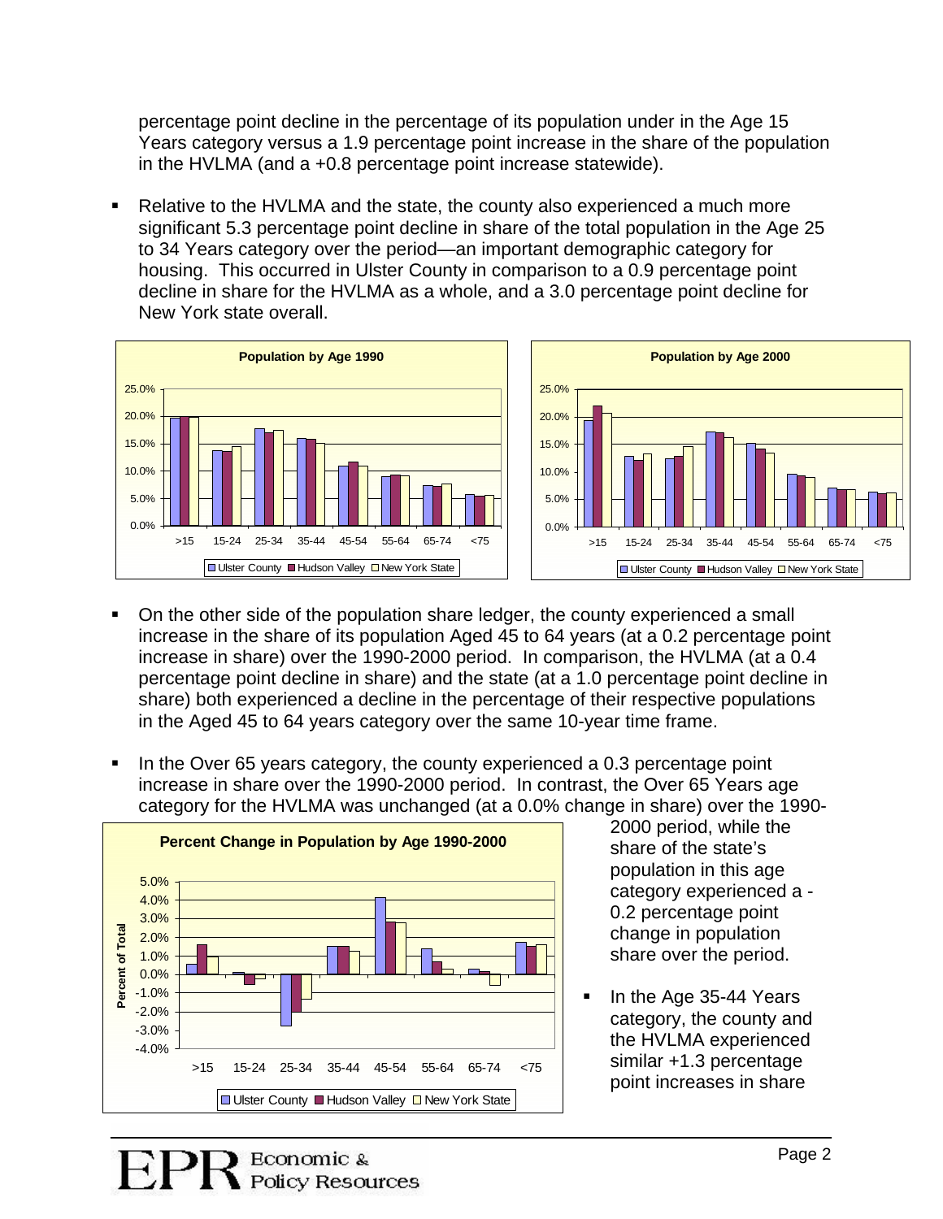percentage point decline in the percentage of its population under in the Age 15 Years category versus a 1.9 percentage point increase in the share of the population in the HVLMA (and a +0.8 percentage point increase statewide).

- Relative to the HVLMA and the state, the county also experienced a much more significant 5.3 percentage point decline in share of the total population in the Age 25 to 34 Years category over the period—an important demographic category for housing. This occurred in Ulster County in comparison to a 0.9 percentage point decline in share for the HVLMA as a whole, and a 3.0 percentage point decline for New York state overall.

- On the other side of the population share ledger, the county experienced a small increase in the share of its population Aged 45 to 64 years (at a 0.2 percentage point increase in share) over the 1990-2000 period. In comparison, the HVLMA (at a 0.4 percentage point decline in share) and the state (at a 1.0 percentage point decline in share) both experienced a decline in the percentage of their respective populations in the Aged 45 to 64 years category over the same 10-year time frame.

- In the Over 65 years category, the county experienced a 0.3 percentage point increase in share over the 1990-2000 period. In contrast, the Over 65 Years age category for the HVLMA was unchanged (at a 0.0% change in share) over the 1990-2000 period, while the share of the state's population in this age category experienced a -0.2 percentage point change in population share over the period.

- In the Age 35-44 Years category, the county and the HVLMA experienced similar +1.3 percentage point increases in share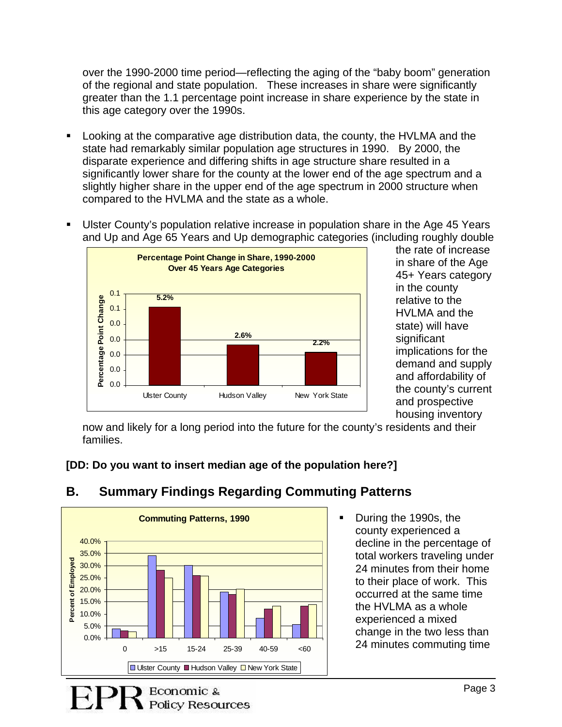over the 1990-2000 time period—reflecting the aging of the "baby boom" generation of the regional and state population. These increases in share were significantly greater than the 1.1 percentage point increase in share experience by the state in this age category over the 1990s.

- Looking at the comparative age distribution data, the county, the HVLMA and the state had remarkably similar population age structures in 1990. By 2000, the disparate experience and differing shifts in age structure share resulted in a significantly lower share for the county at the lower end of the age spectrum and a slightly higher share in the upper end of the age spectrum in 2000 structure when compared to the HVLMA and the state as a whole.

- Ulster County's population relative increase in population share in the Age 45 Years and Up and Age 65 Years and Up demographic categories (including roughly double the rate of increase in share of the Age 45+ Years category in the county relative to the HVLMA and the state) will have significant implications for the demand and supply and affordability of the county's current and prospective housing inventory now and likely for a long period into the future for the county's residents and their families.

**Percentage Point Change in Share, 1990-2000 Over 45 Years Age Categories**

| | Ulster County | Hudson Valley | New York State |
|---|---|---|---|
| Percentage Point Change | 5.2% | 2.6% | 2.2% |

**[DD: Do you want to insert median age of the population here?]**

## B. Summary Findings Regarding Commuting Patterns

**Commuting Patterns, 1990** (Percent of Employed)

| | 0 | >15 | 15-24 | 25-39 | 40-59 | <60 |
|---|---|---|---|---|---|---|
| Ulster County | ~3.8% | ~34% | ~30% | ~19% | ~8% | ~5.5% |
| Hudson Valley | ~3% | ~28% | ~26% | ~18% | ~12% | ~13% |
| New York State | ~2.5% | ~25% | ~25.5% | ~20% | ~13% | ~14% |

- During the 1990s, the county experienced a decline in the percentage of total workers traveling under 24 minutes from their home to their place of work. This occurred at the same time the HVLMA as a whole experienced a mixed change in the two less than 24 minutes commuting time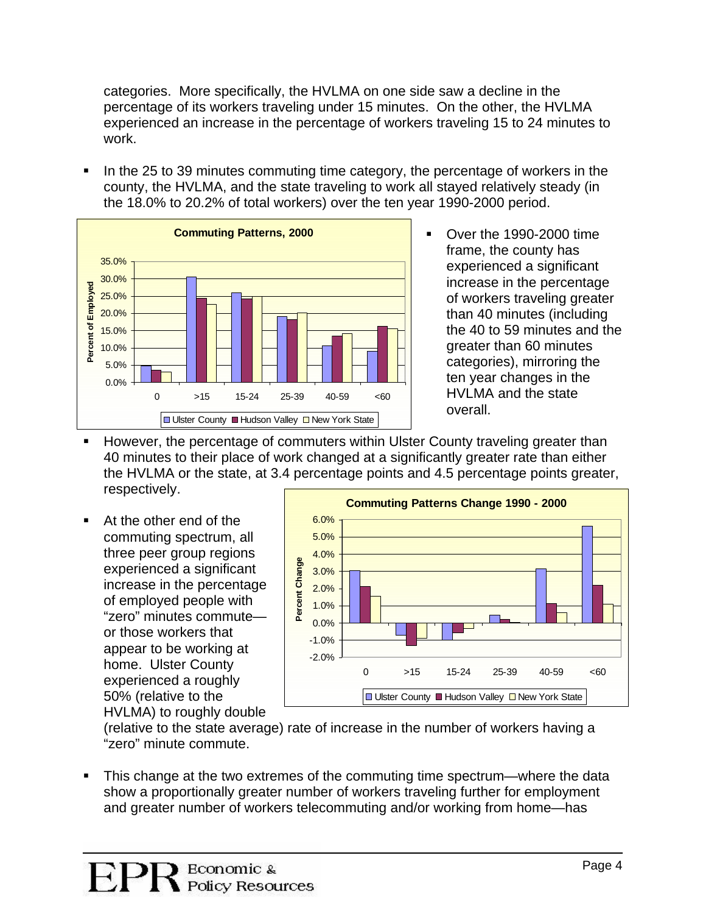categories. More specifically, the HVLMA on one side saw a decline in the percentage of its workers traveling under 15 minutes. On the other, the HVLMA experienced an increase in the percentage of workers traveling 15 to 24 minutes to work.

- In the 25 to 39 minutes commuting time category, the percentage of workers in the county, the HVLMA, and the state traveling to work all stayed relatively steady (in the 18.0% to 20.2% of total workers) over the ten year 1990-2000 period.

- Over the 1990-2000 time frame, the county has experienced a significant increase in the percentage of workers traveling greater than 40 minutes (including the 40 to 59 minutes and the greater than 60 minutes categories), mirroring the ten year changes in the HVLMA and the state overall.

- However, the percentage of commuters within Ulster County traveling greater than 40 minutes to their place of work changed at a significantly greater rate than either the HVLMA or the state, at 3.4 percentage points and 4.5 percentage points greater, respectively.

- At the other end of the commuting spectrum, all three peer group regions experienced a significant increase in the percentage of employed people with "zero" minutes commute—or those workers that appear to be working at home. Ulster County experienced a roughly 50% (relative to the HVLMA) to roughly double (relative to the state average) rate of increase in the number of workers having a "zero" minute commute.

- This change at the two extremes of the commuting time spectrum—where the data show a proportionally greater number of workers traveling further for employment and greater number of workers telecommuting and/or working from home—has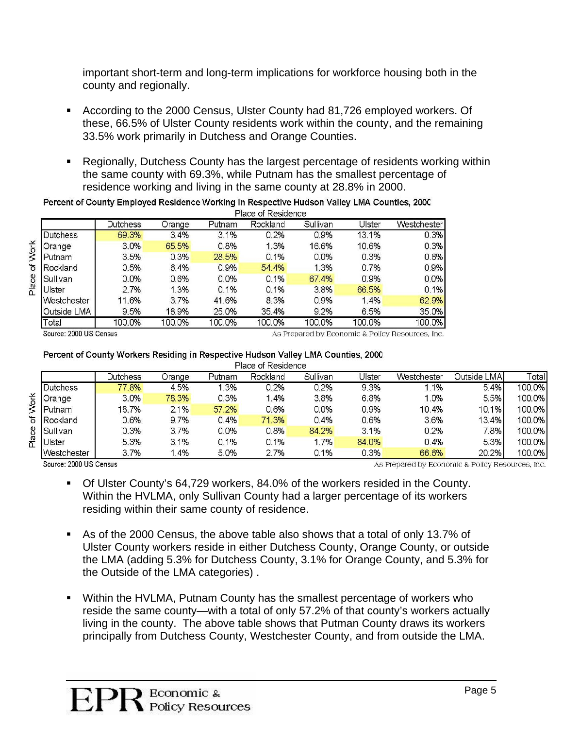important short-term and long-term implications for workforce housing both in the county and regionally.

- According to the 2000 Census, Ulster County had 81,726 employed workers. Of these, 66.5% of Ulster County residents work within the county, and the remaining 33.5% work primarily in Dutchess and Orange Counties.

- Regionally, Dutchess County has the largest percentage of residents working within the same county with 69.3%, while Putnam has the smallest percentage of residence working and living in the same county at 28.8% in 2000.

**Percent of County Employed Residence Working in Respective Hudson Valley LMA Counties, 2000**

| Place of Work | Place of Residence | | | | | | |
|---|---|---|---|---|---|---|---|
| | Dutchess | Orange | Putnam | Rockland | Sullivan | Ulster | Westchester |
| Dutchess | 69.3% | 3.4% | 3.1% | 0.2% | 0.9% | 13.1% | 0.3% |
| Orange | 3.0% | 65.5% | 0.8% | 1.3% | 16.6% | 10.6% | 0.3% |
| Putnam | 3.5% | 0.3% | 28.5% | 0.1% | 0.0% | 0.3% | 0.6% |
| Rockland | 0.5% | 6.4% | 0.9% | 54.4% | 1.3% | 0.7% | 0.9% |
| Sullivan | 0.0% | 0.6% | 0.0% | 0.1% | 67.4% | 0.9% | 0.0% |
| Ulster | 2.7% | 1.3% | 0.1% | 0.1% | 3.8% | 66.5% | 0.1% |
| Westchester | 11.6% | 3.7% | 41.6% | 8.3% | 0.9% | 1.4% | 62.9% |
| Outside LMA | 9.5% | 18.9% | 25.0% | 35.4% | 9.2% | 6.5% | 35.0% |
| Total | 100.0% | 100.0% | 100.0% | 100.0% | 100.0% | 100.0% | 100.0% |

Source: 2000 US Census — As Prepared by Economic & Policy Resources, Inc.

**Percent of County Workers Residing in Respective Hudson Valley LMA Counties, 2000**

| Place of Work | Place of Residence | | | | | | | | |
|---|---|---|---|---|---|---|---|---|---|
| | Dutchess | Orange | Putnam | Rockland | Sullivan | Ulster | Westchester | Outside LMA | Total |
| Dutchess | 77.8% | 4.5% | 1.3% | 0.2% | 0.2% | 9.3% | 1.1% | 5.4% | 100.0% |
| Orange | 3.0% | 78.3% | 0.3% | 1.4% | 3.8% | 6.8% | 1.0% | 5.5% | 100.0% |
| Putnam | 18.7% | 2.1% | 57.2% | 0.6% | 0.0% | 0.9% | 10.4% | 10.1% | 100.0% |
| Rockland | 0.6% | 9.7% | 0.4% | 71.3% | 0.4% | 0.6% | 3.6% | 13.4% | 100.0% |
| Sullivan | 0.3% | 3.7% | 0.0% | 0.8% | 84.2% | 3.1% | 0.2% | 7.8% | 100.0% |
| Ulster | 5.3% | 3.1% | 0.1% | 0.1% | 1.7% | 84.0% | 0.4% | 5.3% | 100.0% |
| Westchester | 3.7% | 1.4% | 5.0% | 2.7% | 0.1% | 0.3% | 66.6% | 20.2% | 100.0% |

Source: 2000 US Census — As Prepared by Economic & Policy Resources, Inc.

- Of Ulster County's 64,729 workers, 84.0% of the workers resided in the County. Within the HVLMA, only Sullivan County had a larger percentage of its workers residing within their same county of residence.

- As of the 2000 Census, the above table also shows that a total of only 13.7% of Ulster County workers reside in either Dutchess County, Orange County, or outside the LMA (adding 5.3% for Dutchess County, 3.1% for Orange County, and 5.3% for the Outside of the LMA categories) .

- Within the HVLMA, Putnam County has the smallest percentage of workers who reside the same county—with a total of only 57.2% of that county's workers actually living in the county. The above table shows that Putman County draws its workers principally from Dutchess County, Westchester County, and from outside the LMA.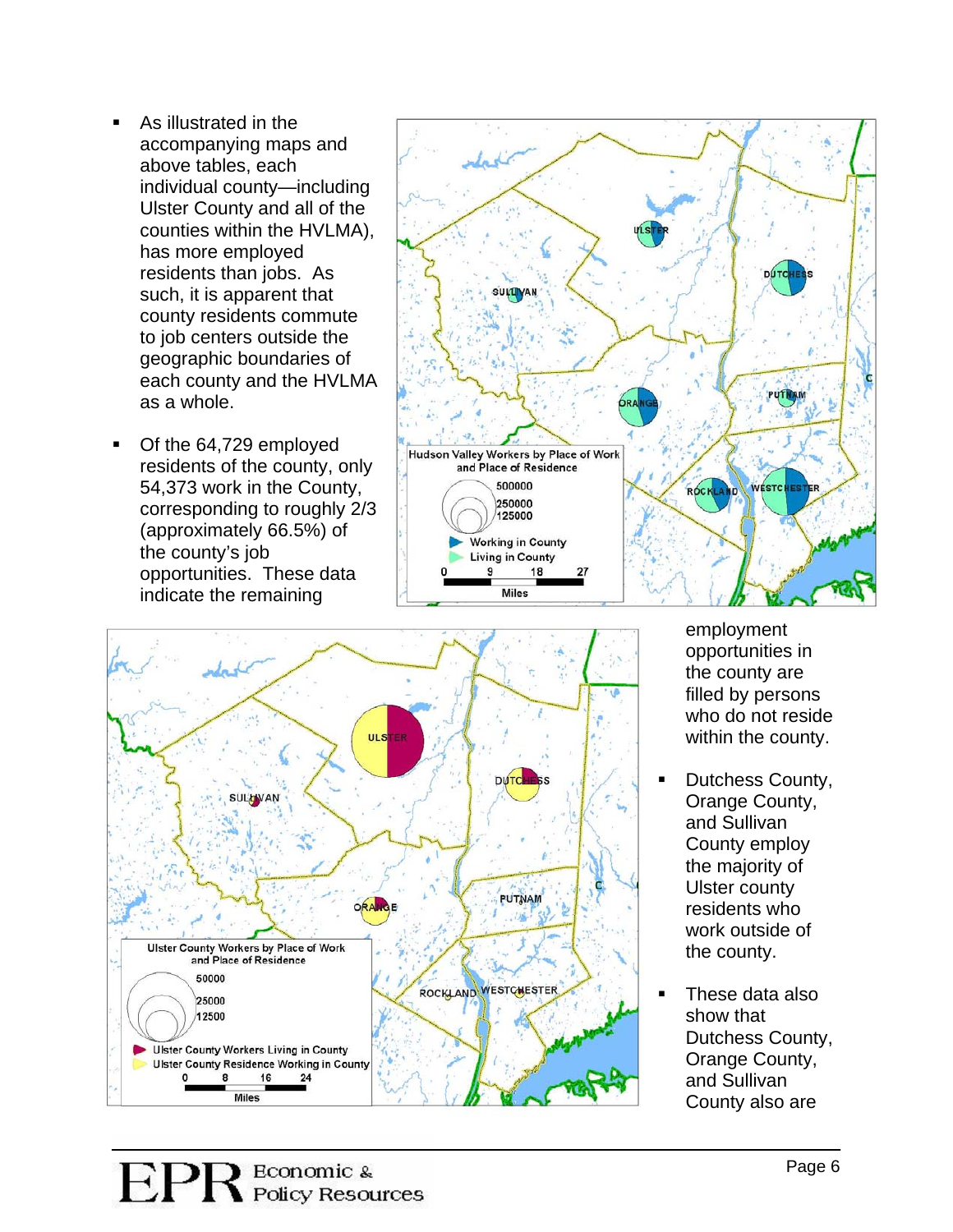- As illustrated in the accompanying maps and above tables, each individual county—including Ulster County and all of the counties within the HVLMA), has more employed residents than jobs. As such, it is apparent that county residents commute to job centers outside the geographic boundaries of each county and the HVLMA as a whole.

- Of the 64,729 employed residents of the county, only 54,373 work in the County, corresponding to roughly 2/3 (approximately 66.5%) of the county's job opportunities. These data indicate the remaining employment opportunities in the county are filled by persons who do not reside within the county.

- Dutchess County, Orange County, and Sullivan County employ the majority of Ulster county residents who work outside of the county.

- These data also show that Dutchess County, Orange County, and Sullivan County also are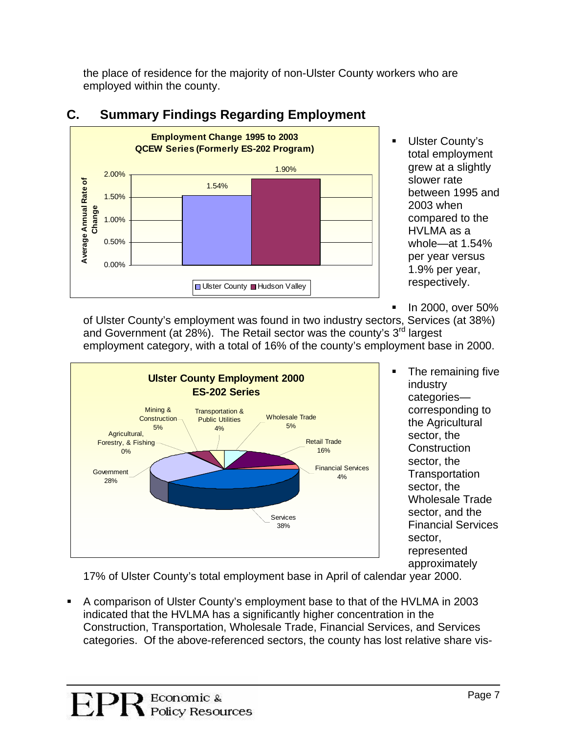the place of residence for the majority of non-Ulster County workers who are employed within the county.

## C. Summary Findings Regarding Employment

- Ulster County's total employment grew at a slightly slower rate between 1995 and 2003 when compared to the HVLMA as a whole—at 1.54% per year versus 1.9% per year, respectively.

- In 2000, over 50% of Ulster County's employment was found in two industry sectors, Services (at 38%) and Government (at 28%). The Retail sector was the county's 3rd largest employment category, with a total of 16% of the county's employment base in 2000.

- The remaining five industry categories—corresponding to the Agricultural sector, the Construction sector, the Transportation sector, the Wholesale Trade sector, and the Financial Services sector, represented approximately 17% of Ulster County's total employment base in April of calendar year 2000.

- A comparison of Ulster County's employment base to that of the HVLMA in 2003 indicated that the HVLMA has a significantly higher concentration in the Construction, Transportation, Wholesale Trade, Financial Services, and Services categories. Of the above-referenced sectors, the county has lost relative share vis-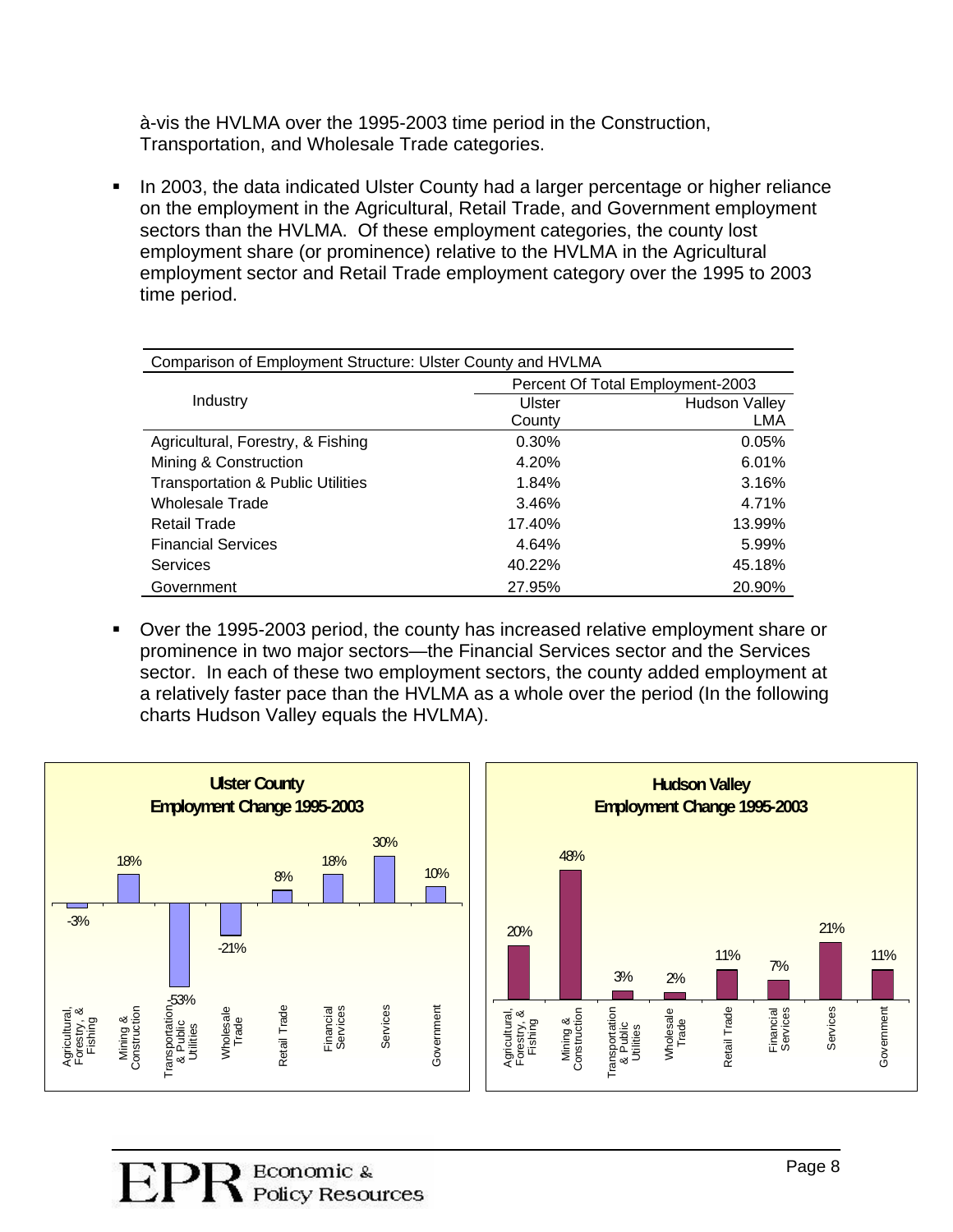à-vis the HVLMA over the 1995-2003 time period in the Construction, Transportation, and Wholesale Trade categories.

- In 2003, the data indicated Ulster County had a larger percentage or higher reliance on the employment in the Agricultural, Retail Trade, and Government employment sectors than the HVLMA. Of these employment categories, the county lost employment share (or prominence) relative to the HVLMA in the Agricultural employment sector and Retail Trade employment category over the 1995 to 2003 time period.

| Comparison of Employment Structure: Ulster County and HVLMA | | |
|---|---|---|
| Industry | Percent Of Total Employment-2003 | |
| | Ulster County | Hudson Valley LMA |
| Agricultural, Forestry, & Fishing | 0.30% | 0.05% |
| Mining & Construction | 4.20% | 6.01% |
| Transportation & Public Utilities | 1.84% | 3.16% |
| Wholesale Trade | 3.46% | 4.71% |
| Retail Trade | 17.40% | 13.99% |
| Financial Services | 4.64% | 5.99% |
| Services | 40.22% | 45.18% |
| Government | 27.95% | 20.90% |

- Over the 1995-2003 period, the county has increased relative employment share or prominence in two major sectors—the Financial Services sector and the Services sector. In each of these two employment sectors, the county added employment at a relatively faster pace than the HVLMA as a whole over the period (In the following charts Hudson Valley equals the HVLMA).

**Ulster County Employment Change 1995-2003**

| Agricultural, Forestry, & Fishing | Mining & Construction | Transportation & Public Utilities | Wholesale Trade | Retail Trade | Financial Services | Services | Government |
|---|---|---|---|---|---|---|---|
| -3% | 18% | -53% | -21% | 8% | 18% | 30% | 10% |

**Hudson Valley Employment Change 1995-2003**

| Agricultural, Forestry, & Fishing | Mining & Construction | Transportation & Public Utilities | Wholesale Trade | Retail Trade | Financial Services | Services | Government |
|---|---|---|---|---|---|---|---|
| 20% | 48% | 3% | 2% | 11% | 7% | 21% | 11% |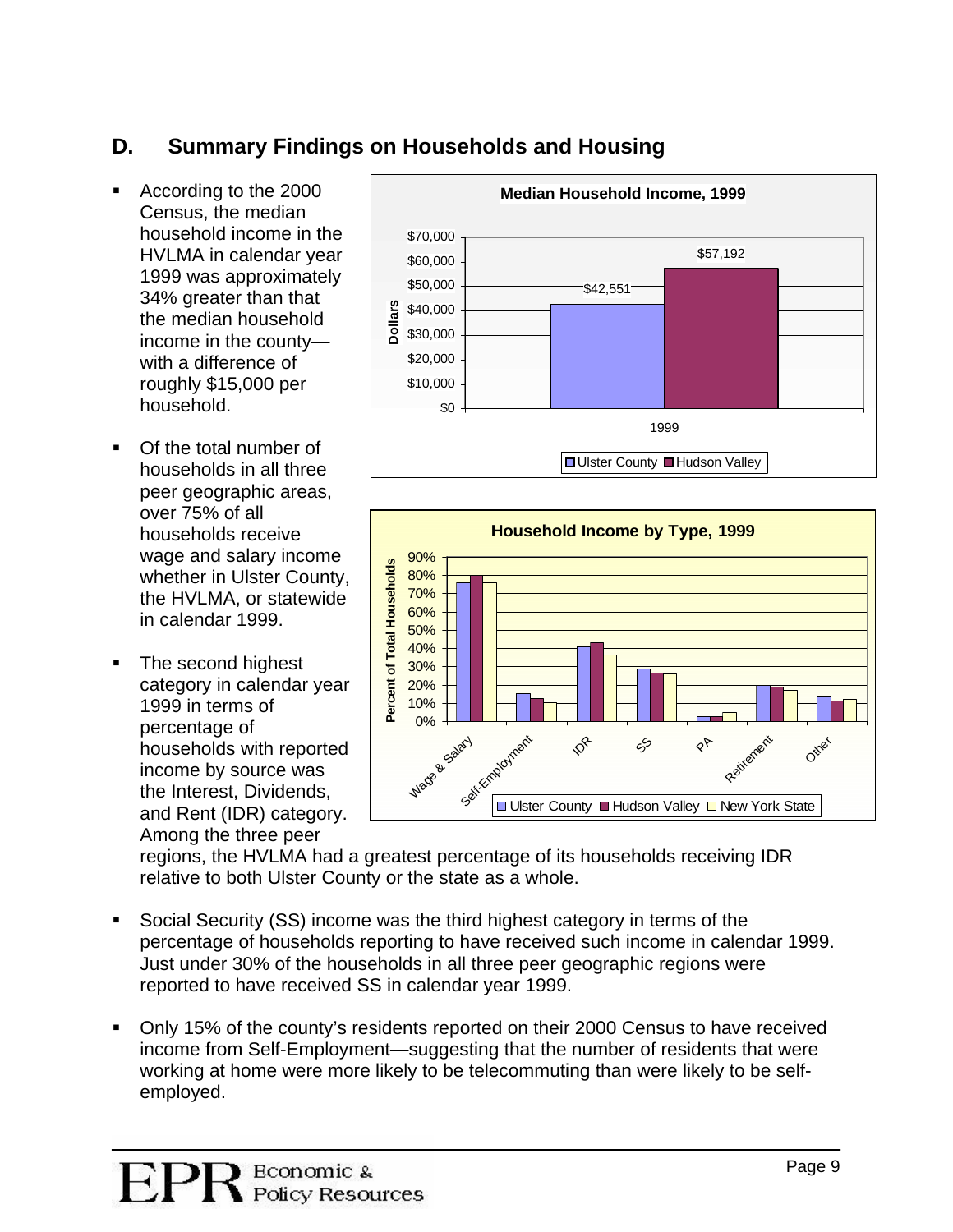## D. Summary Findings on Households and Housing

- According to the 2000 Census, the median household income in the HVLMA in calendar year 1999 was approximately 34% greater than that the median household income in the county—with a difference of roughly $15,000 per household.

- Of the total number of households in all three peer geographic areas, over 75% of all households receive wage and salary income whether in Ulster County, the HVLMA, or statewide in calendar 1999.

- The second highest category in calendar year 1999 in terms of percentage of households with reported income by source was the Interest, Dividends, and Rent (IDR) category. Among the three peer regions, the HVLMA had a greatest percentage of its households receiving IDR relative to both Ulster County or the state as a whole.

- Social Security (SS) income was the third highest category in terms of the percentage of households reporting to have received such income in calendar 1999. Just under 30% of the households in all three peer geographic regions were reported to have received SS in calendar year 1999.

- Only 15% of the county's residents reported on their 2000 Census to have received income from Self-Employment—suggesting that the number of residents that were working at home were more likely to be telecommuting than were likely to be self-employed.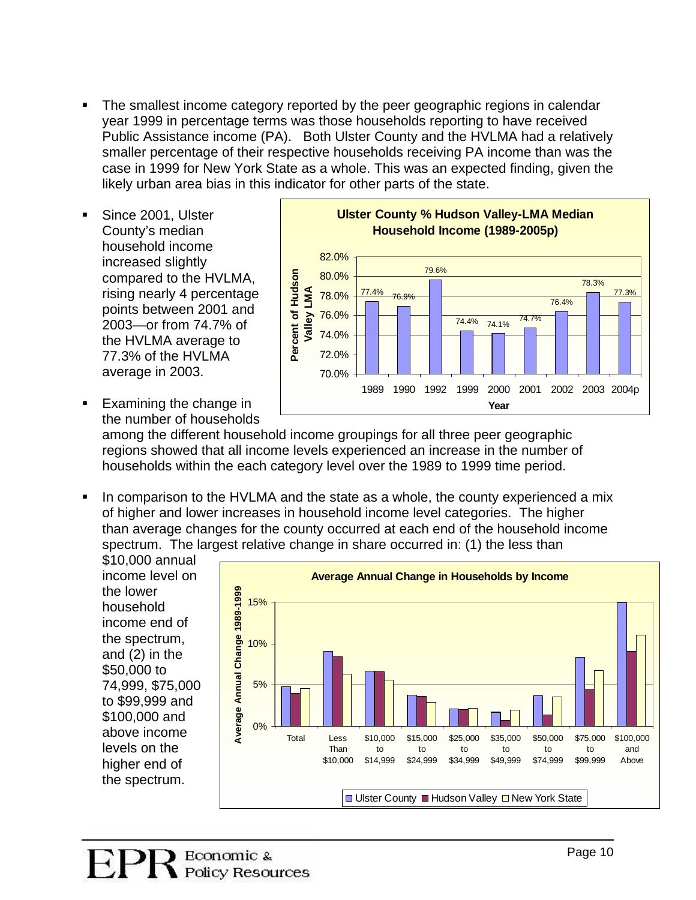- The smallest income category reported by the peer geographic regions in calendar year 1999 in percentage terms was those households reporting to have received Public Assistance income (PA). Both Ulster County and the HVLMA had a relatively smaller percentage of their respective households receiving PA income than was the case in 1999 for New York State as a whole. This was an expected finding, given the likely urban area bias in this indicator for other parts of the state.

- Since 2001, Ulster County's median household income increased slightly compared to the HVLMA, rising nearly 4 percentage points between 2001 and 2003—or from 74.7% of the HVLMA average to 77.3% of the HVLMA average in 2003.

**Ulster County % Hudson Valley-LMA Median Household Income (1989-2005p)**

| Year | Percent of Hudson Valley LMA |
|---|---|
| 1989 | 77.4% |
| 1990 | 76.9% |
| 1992 | 79.6% |
| 1999 | 74.4% |
| 2000 | 74.1% |
| 2001 | 74.7% |
| 2002 | 76.4% |
| 2003 | 78.3% |
| 2004p | 77.3% |

- Examining the change in the number of households among the different household income groupings for all three peer geographic regions showed that all income levels experienced an increase in the number of households within the each category level over the 1989 to 1999 time period.

- In comparison to the HVLMA and the state as a whole, the county experienced a mix of higher and lower increases in household income level categories. The higher than average changes for the county occurred at each end of the household income spectrum. The largest relative change in share occurred in: (1) the less than $10,000 annual income level on the lower household income end of the spectrum, and (2) in the $50,000 to 74,999, $75,000 to $99,999 and $100,000 and above income levels on the higher end of the spectrum.

**Average Annual Change in Households by Income**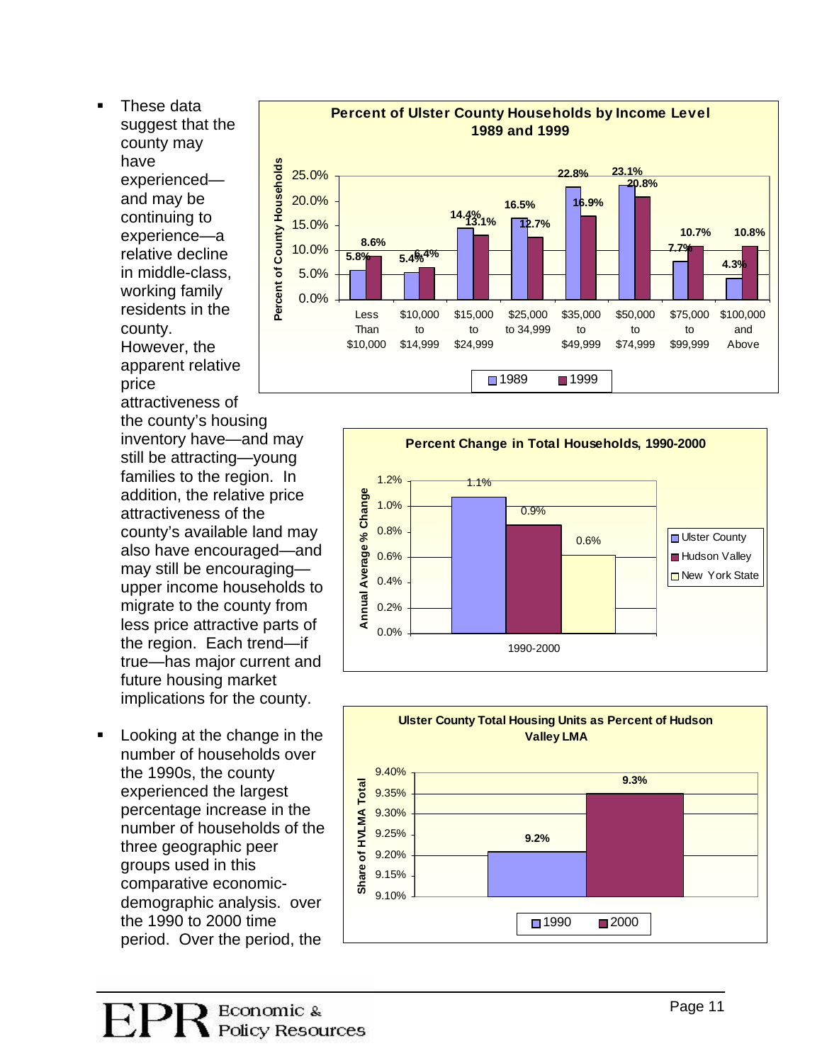- These data suggest that the county may have experienced—and may be continuing to experience—a relative decline in middle-class, working family residents in the county. However, the apparent relative price attractiveness of the county's housing inventory have—and may still be attracting—young families to the region. In addition, the relative price attractiveness of the county's available land may also have encouraged—and may still be encouraging—upper income households to migrate to the county from less price attractive parts of the region. Each trend—if true—has major current and future housing market implications for the county.

- Looking at the change in the number of households over the 1990s, the county experienced the largest percentage increase in the number of households of the three geographic peer groups used in this comparative economic-demographic analysis. over the 1990 to 2000 time period. Over the period, the

**Percent of Ulster County Households by Income Level 1989 and 1999**

| Income Level | 1989 | 1999 |
|---|---|---|
| Less Than $10,000 | 5.8% | 8.6% |
| $10,000 to $14,999 | 5.4% | 6.4% |
| $15,000 to $24,999 | 14.4% | 13.1% |
| $25,000 to 34,999 | 16.5% | 12.7% |
| $35,000 to $49,999 | 22.8% | 16.9% |
| $50,000 to $74,999 | 23.1% | 20.8% |
| $75,000 to $99,999 | 7.7% | 10.7% |
| $100,000 and Above | 4.3% | 10.8% |

**Percent Change in Total Households, 1990-2000**

| 1990-2000 | Annual Average % Change |
|---|---|
| Ulster County | 1.1% |
| Hudson Valley | 0.9% |
| New York State | 0.6% |

**Ulster County Total Housing Units as Percent of Hudson Valley LMA**

| Year | Share of HVLMA Total |
|---|---|
| 1990 | 9.2% |
| 2000 | 9.3% |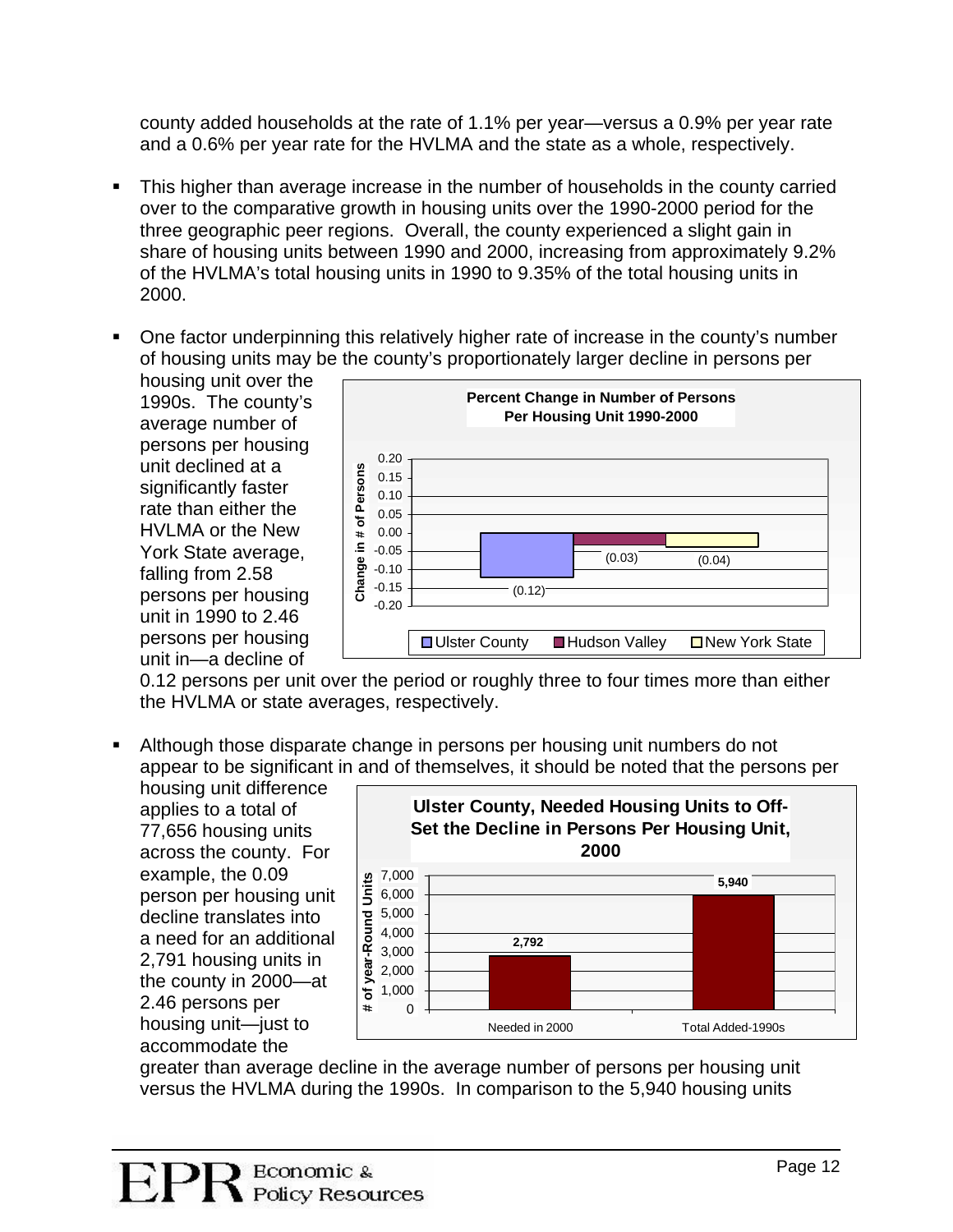county added households at the rate of 1.1% per year—versus a 0.9% per year rate and a 0.6% per year rate for the HVLMA and the state as a whole, respectively.

- This higher than average increase in the number of households in the county carried over to the comparative growth in housing units over the 1990-2000 period for the three geographic peer regions. Overall, the county experienced a slight gain in share of housing units between 1990 and 2000, increasing from approximately 9.2% of the HVLMA's total housing units in 1990 to 9.35% of the total housing units in 2000.

- One factor underpinning this relatively higher rate of increase in the county's number of housing units may be the county's proportionately larger decline in persons per housing unit over the 1990s. The county's average number of persons per housing unit declined at a significantly faster rate than either the HVLMA or the New York State average, falling from 2.58 persons per housing unit in 1990 to 2.46 persons per housing unit in—a decline of 0.12 persons per unit over the period or roughly three to four times more than either the HVLMA or state averages, respectively.

**Percent Change in Number of Persons Per Housing Unit 1990-2000**

| | Change in # of Persons |
|---|---|
| Ulster County | (0.12) |
| Hudson Valley | (0.03) |
| New York State | (0.04) |

- Although those disparate change in persons per housing unit numbers do not appear to be significant in and of themselves, it should be noted that the persons per housing unit difference applies to a total of 77,656 housing units across the county. For example, the 0.09 person per housing unit decline translates into a need for an additional 2,791 housing units in the county in 2000—at 2.46 persons per housing unit—just to accommodate the greater than average decline in the average number of persons per housing unit versus the HVLMA during the 1990s. In comparison to the 5,940 housing units

**Ulster County, Needed Housing Units to Off-Set the Decline in Persons Per Housing Unit, 2000**

| | # of year-Round Units |
|---|---|
| Needed in 2000 | 2,792 |
| Total Added-1990s | 5,940 |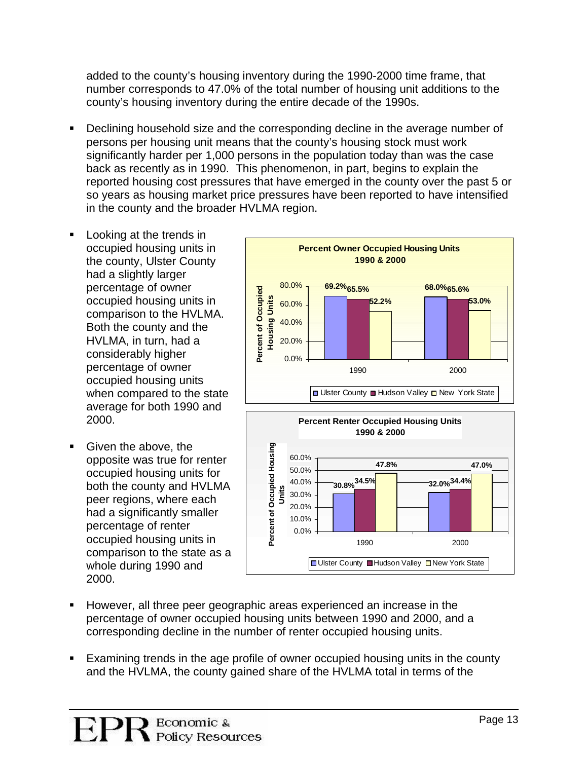added to the county's housing inventory during the 1990-2000 time frame, that number corresponds to 47.0% of the total number of housing unit additions to the county's housing inventory during the entire decade of the 1990s.

- Declining household size and the corresponding decline in the average number of persons per housing unit means that the county's housing stock must work significantly harder per 1,000 persons in the population today than was the case back as recently as in 1990. This phenomenon, in part, begins to explain the reported housing cost pressures that have emerged in the county over the past 5 or so years as housing market price pressures have been reported to have intensified in the county and the broader HVLMA region.

- Looking at the trends in occupied housing units in the county, Ulster County had a slightly larger percentage of owner occupied housing units in comparison to the HVLMA. Both the county and the HVLMA, in turn, had a considerably higher percentage of owner occupied housing units when compared to the state average for both 1990 and 2000.

- Given the above, the opposite was true for renter occupied housing units for both the county and HVLMA peer regions, where each had a significantly smaller percentage of renter occupied housing units in comparison to the state as a whole during 1990 and 2000.

**Percent Owner Occupied Housing Units 1990 & 2000**

| | Ulster County | Hudson Valley | New York State |
|---|---|---|---|
| 1990 | 69.2% | 65.5% | 52.2% |
| 2000 | 68.0% | 65.6% | 53.0% |

**Percent Renter Occupied Housing Units 1990 & 2000**

| | Ulster County | Hudson Valley | New York State |
|---|---|---|---|
| 1990 | 30.8% | 34.5% | 47.8% |
| 2000 | 32.0% | 34.4% | 47.0% |

- However, all three peer geographic areas experienced an increase in the percentage of owner occupied housing units between 1990 and 2000, and a corresponding decline in the number of renter occupied housing units.

- Examining trends in the age profile of owner occupied housing units in the county and the HVLMA, the county gained share of the HVLMA total in terms of the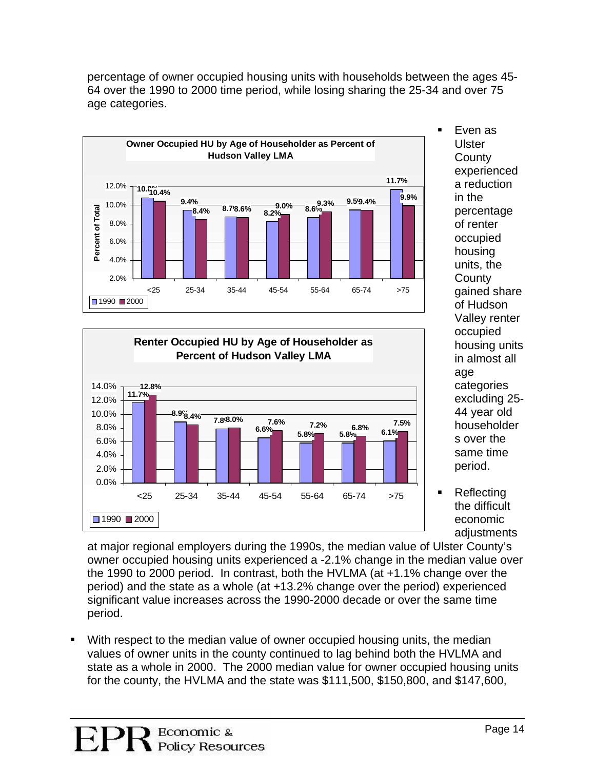percentage of owner occupied housing units with households between the ages 45-64 over the 1990 to 2000 time period, while losing sharing the 25-34 and over 75 age categories.

**Owner Occupied HU by Age of Householder as Percent of Hudson Valley LMA**

| Age | 1990 | 2000 |
|---|---|---|
| <25 | 10.0% | 10.4% |
| 25-34 | 9.4% | 8.4% |
| 35-44 | 8.7% | 8.6% |
| 45-54 | 8.2% | 9.0% |
| 55-64 | 8.6% | 9.3% |
| 65-74 | 9.5% | 9.4% |
| >75 | 11.7% | 9.9% |

**Renter Occupied HU by Age of Householder as Percent of Hudson Valley LMA**

| Age | 1990 | 2000 |
|---|---|---|
| <25 | 11.7% | 12.8% |
| 25-34 | 8.9% | 8.4% |
| 35-44 | 7.8% | 8.0% |
| 45-54 | 6.6% | 7.6% |
| 55-64 | 5.8% | 7.2% |
| 65-74 | 5.8% | 6.8% |
| >75 | 6.1% | 7.5% |

- Even as Ulster County experienced a reduction in the percentage of renter occupied housing units, the County gained share of Hudson Valley renter occupied housing units in almost all age categories excluding 25-44 year old householders over the same time period.

- Reflecting the difficult economic adjustments at major regional employers during the 1990s, the median value of Ulster County's owner occupied housing units experienced a -2.1% change in the median value over the 1990 to 2000 period. In contrast, both the HVLMA (at +1.1% change over the period) and the state as a whole (at +13.2% change over the period) experienced significant value increases across the 1990-2000 decade or over the same time period.

- With respect to the median value of owner occupied housing units, the median values of owner units in the county continued to lag behind both the HVLMA and state as a whole in 2000. The 2000 median value for owner occupied housing units for the county, the HVLMA and the state was $111,500, $150,800, and $147,600,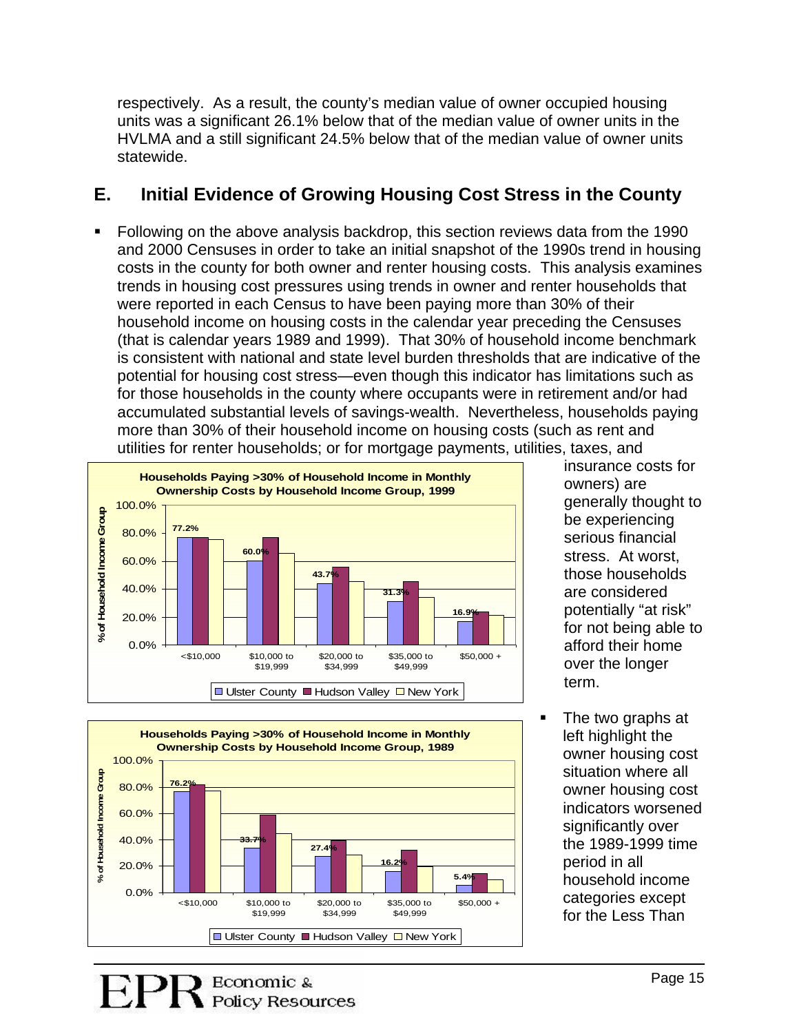respectively. As a result, the county's median value of owner occupied housing units was a significant 26.1% below that of the median value of owner units in the HVLMA and a still significant 24.5% below that of the median value of owner units statewide.

## E. Initial Evidence of Growing Housing Cost Stress in the County

- Following on the above analysis backdrop, this section reviews data from the 1990 and 2000 Censuses in order to take an initial snapshot of the 1990s trend in housing costs in the county for both owner and renter housing costs. This analysis examines trends in housing cost pressures using trends in owner and renter households that were reported in each Census to have been paying more than 30% of their household income on housing costs in the calendar year preceding the Censuses (that is calendar years 1989 and 1999). That 30% of household income benchmark is consistent with national and state level burden thresholds that are indicative of the potential for housing cost stress—even though this indicator has limitations such as for those households in the county where occupants were in retirement and/or had accumulated substantial levels of savings-wealth. Nevertheless, households paying more than 30% of their household income on housing costs (such as rent and utilities for renter households; or for mortgage payments, utilities, taxes, and insurance costs for owners) are generally thought to be experiencing serious financial stress. At worst, those households are considered potentially "at risk" for not being able to afford their home over the longer term.

**Households Paying >30% of Household Income in Monthly Ownership Costs by Household Income Group, 1999**

| Household Income Group | Ulster County |
|---|---|
| <$10,000 | 77.2% |
| $10,000 to $19,999 | 60.0% |
| $20,000 to $34,999 | 43.7% |
| $35,000 to $49,999 | 31.3% |
| $50,000 + | 16.9% |

**Households Paying >30% of Household Income in Monthly Ownership Costs by Household Income Group, 1989**

| Household Income Group | Ulster County |
|---|---|
| <$10,000 | 76.2% |
| $10,000 to $19,999 | 33.7% |
| $20,000 to $34,999 | 27.4% |
| $35,000 to $49,999 | 16.2% |
| $50,000 + | 5.4% |

- The two graphs at left highlight the owner housing cost situation where all owner housing cost indicators worsened significantly over the 1989-1999 time period in all household income categories except for the Less Than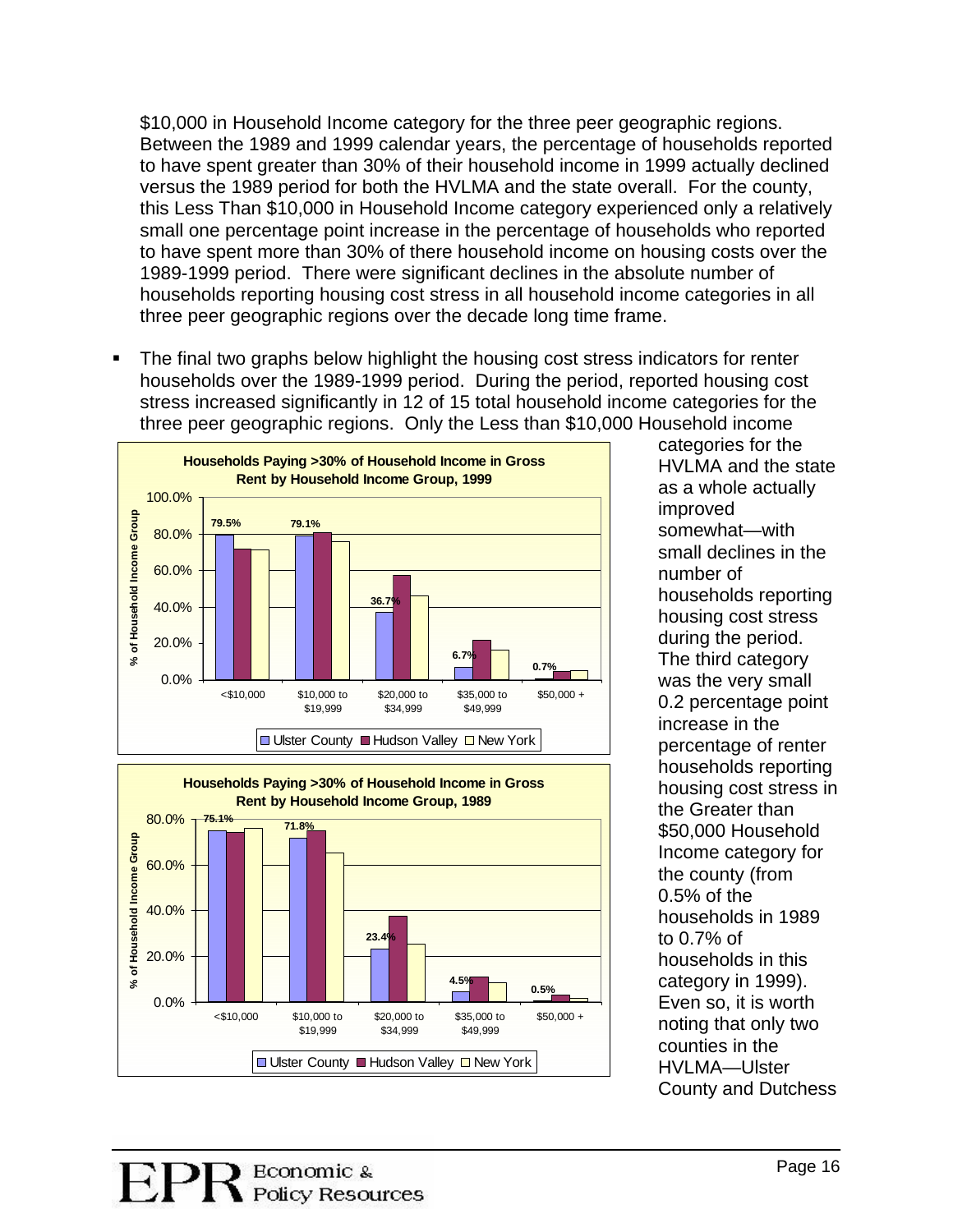\$10,000 in Household Income category for the three peer geographic regions. Between the 1989 and 1999 calendar years, the percentage of households reported to have spent greater than 30% of their household income in 1999 actually declined versus the 1989 period for both the HVLMA and the state overall. For the county, this Less Than \$10,000 in Household Income category experienced only a relatively small one percentage point increase in the percentage of households who reported to have spent more than 30% of there household income on housing costs over the 1989-1999 period. There were significant declines in the absolute number of households reporting housing cost stress in all household income categories in all three peer geographic regions over the decade long time frame.

- The final two graphs below highlight the housing cost stress indicators for renter households over the 1989-1999 period. During the period, reported housing cost stress increased significantly in 12 of 15 total household income categories for the three peer geographic regions. Only the Less than \$10,000 Household income categories for the HVLMA and the state as a whole actually improved somewhat—with small declines in the number of households reporting housing cost stress during the period. The third category was the very small 0.2 percentage point increase in the percentage of renter households reporting housing cost stress in the Greater than \$50,000 Household Income category for the county (from 0.5% of the households in 1989 to 0.7% of households in this category in 1999). Even so, it is worth noting that only two counties in the HVLMA—Ulster County and Dutchess

**Households Paying >30% of Household Income in Gross Rent by Household Income Group, 1999**

| Household Income Group | Ulster County | Hudson Valley | New York |
|---|---|---|---|
| <\$10,000 | 79.5% | | |
| \$10,000 to \$19,999 | 79.1% | | |
| \$20,000 to \$34,999 | 36.7% | | |
| \$35,000 to \$49,999 | 6.7% | | |
| \$50,000 + | 0.7% | | |

**Households Paying >30% of Household Income in Gross Rent by Household Income Group, 1989**

| Household Income Group | Ulster County | Hudson Valley | New York |
|---|---|---|---|
| <\$10,000 | 75.1% | | |
| \$10,000 to \$19,999 | 71.8% | | |
| \$20,000 to \$34,999 | 23.4% | | |
| \$35,000 to \$49,999 | 4.5% | | |
| \$50,000 + | 0.5% | | |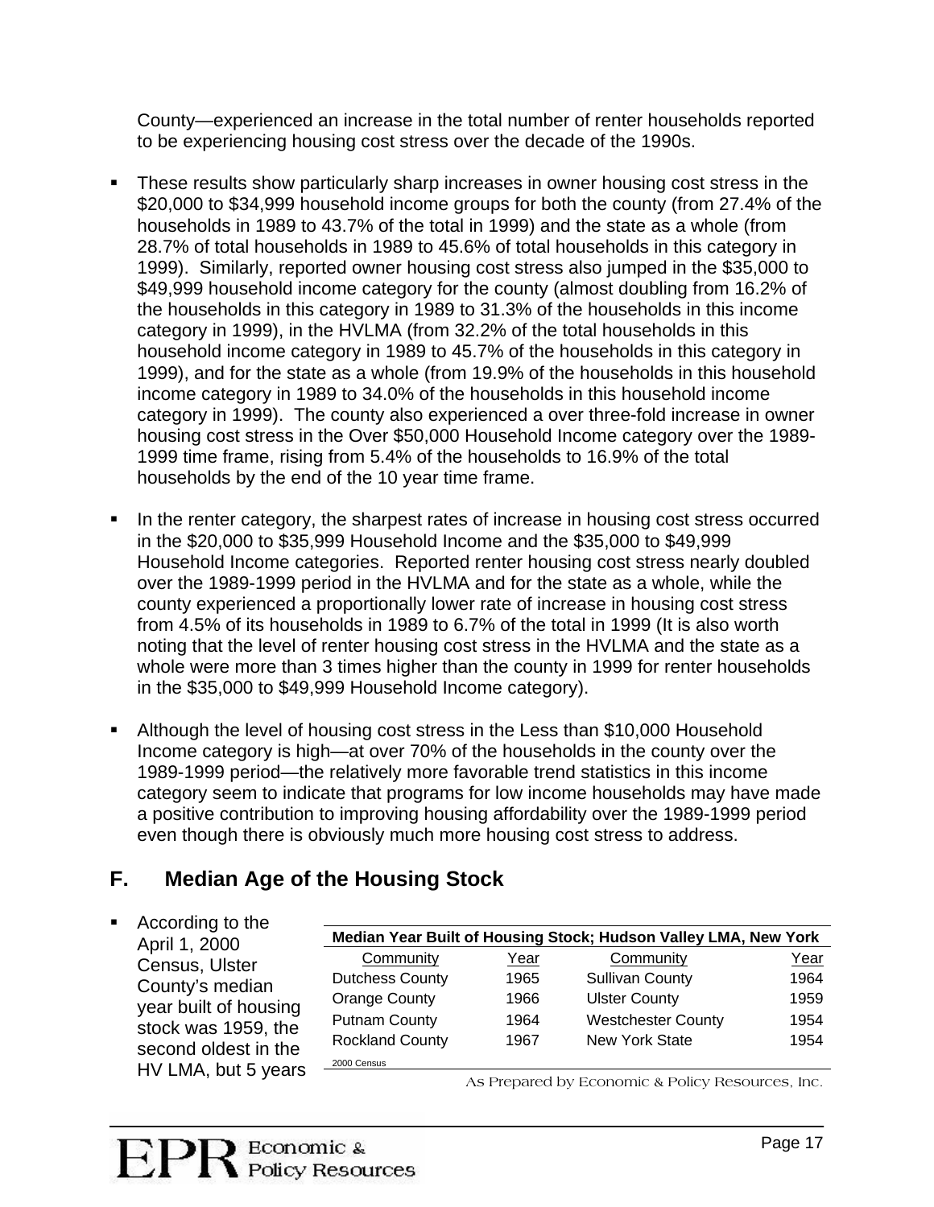County—experienced an increase in the total number of renter households reported to be experiencing housing cost stress over the decade of the 1990s.

- These results show particularly sharp increases in owner housing cost stress in the $20,000 to $34,999 household income groups for both the county (from 27.4% of the households in 1989 to 43.7% of the total in 1999) and the state as a whole (from 28.7% of total households in 1989 to 45.6% of total households in this category in 1999). Similarly, reported owner housing cost stress also jumped in the $35,000 to $49,999 household income category for the county (almost doubling from 16.2% of the households in this category in 1989 to 31.3% of the households in this income category in 1999), in the HVLMA (from 32.2% of the total households in this household income category in 1989 to 45.7% of the households in this category in 1999), and for the state as a whole (from 19.9% of the households in this household income category in 1989 to 34.0% of the households in this household income category in 1999). The county also experienced a over three-fold increase in owner housing cost stress in the Over $50,000 Household Income category over the 1989-1999 time frame, rising from 5.4% of the households to 16.9% of the total households by the end of the 10 year time frame.

- In the renter category, the sharpest rates of increase in housing cost stress occurred in the $20,000 to $35,999 Household Income and the $35,000 to $49,999 Household Income categories. Reported renter housing cost stress nearly doubled over the 1989-1999 period in the HVLMA and for the state as a whole, while the county experienced a proportionally lower rate of increase in housing cost stress from 4.5% of its households in 1989 to 6.7% of the total in 1999 (It is also worth noting that the level of renter housing cost stress in the HVLMA and the state as a whole were more than 3 times higher than the county in 1999 for renter households in the $35,000 to $49,999 Household Income category).

- Although the level of housing cost stress in the Less than $10,000 Household Income category is high—at over 70% of the households in the county over the 1989-1999 period—the relatively more favorable trend statistics in this income category seem to indicate that programs for low income households may have made a positive contribution to improving housing affordability over the 1989-1999 period even though there is obviously much more housing cost stress to address.

## F. Median Age of the Housing Stock

- According to the April 1, 2000 Census, Ulster County's median year built of housing stock was 1959, the second oldest in the HV LMA, but 5 years

**Median Year Built of Housing Stock; Hudson Valley LMA, New York**

| Community | Year | Community | Year |
|---|---|---|---|
| Dutchess County | 1965 | Sullivan County | 1964 |
| Orange County | 1966 | Ulster County | 1959 |
| Putnam County | 1964 | Westchester County | 1954 |
| Rockland County | 1967 | New York State | 1954 |

2000 Census

As Prepared by Economic & Policy Resources, Inc.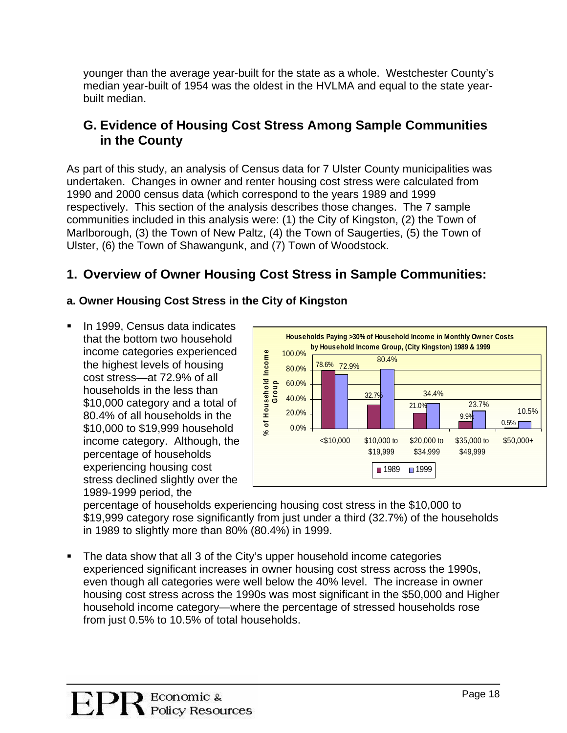younger than the average year-built for the state as a whole. Westchester County's median year-built of 1954 was the oldest in the HVLMA and equal to the state year-built median.

## G. Evidence of Housing Cost Stress Among Sample Communities in the County

As part of this study, an analysis of Census data for 7 Ulster County municipalities was undertaken. Changes in owner and renter housing cost stress were calculated from 1990 and 2000 census data (which correspond to the years 1989 and 1999 respectively. This section of the analysis describes those changes. The 7 sample communities included in this analysis were: (1) the City of Kingston, (2) the Town of Marlborough, (3) the Town of New Paltz, (4) the Town of Saugerties, (5) the Town of Ulster, (6) the Town of Shawangunk, and (7) Town of Woodstock.

## 1. Overview of Owner Housing Cost Stress in Sample Communities:

#### a. Owner Housing Cost Stress in the City of Kingston

**Households Paying >30% of Household Income in Monthly Owner Costs by Household Income Group, (City Kingston) 1989 & 1999**

| Household Income Group | 1989 | 1999 |
|---|---|---|
| <$10,000 | 78.6% | 72.9% |
| $10,000 to $19,999 | 32.7% | 80.4% |
| $20,000 to $34,999 | 21.0% | 34.4% |
| $35,000 to $49,999 | 9.9% | 23.7% |
| $50,000+ | 0.5% | 10.5% |

- In 1999, Census data indicates that the bottom two household income categories experienced the highest levels of housing cost stress—at 72.9% of all households in the less than $10,000 category and a total of 80.4% of all households in the $10,000 to $19,999 household income category. Although, the percentage of households experiencing housing cost stress declined slightly over the 1989-1999 period, the percentage of households experiencing housing cost stress in the $10,000 to $19,999 category rose significantly from just under a third (32.7%) of the households in 1989 to slightly more than 80% (80.4%) in 1999.

- The data show that all 3 of the City's upper household income categories experienced significant increases in owner housing cost stress across the 1990s, even though all categories were well below the 40% level. The increase in owner housing cost stress across the 1990s was most significant in the $50,000 and Higher household income category—where the percentage of stressed households rose from just 0.5% to 10.5% of total households.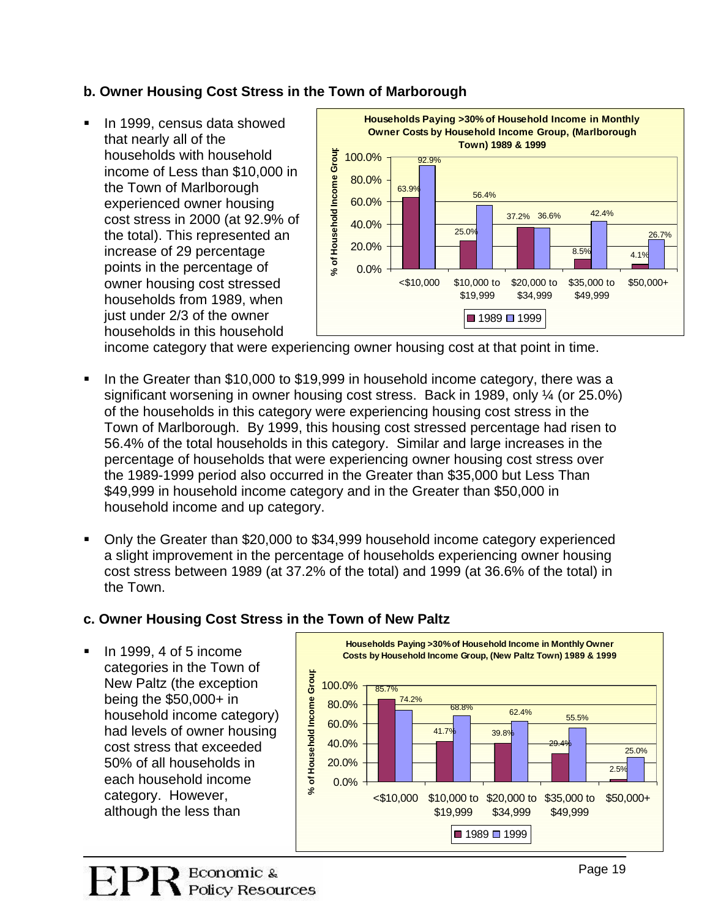### b. Owner Housing Cost Stress in the Town of Marborough

- In 1999, census data showed that nearly all of the households with household income of Less than $10,000 in the Town of Marlborough experienced owner housing cost stress in 2000 (at 92.9% of the total). This represented an increase of 29 percentage points in the percentage of owner housing cost stressed households from 1989, when just under 2/3 of the owner households in this household income category that were experiencing owner housing cost at that point in time.

**Households Paying >30% of Household Income in Monthly Owner Costs by Household Income Group, (Marlborough Town) 1989 & 1999**

| Household Income Group | 1989 | 1999 |
|---|---|---|
| <$10,000 | 63.9% | 92.9% |
| $10,000 to $19,999 | 25.0% | 56.4% |
| $20,000 to $34,999 | 37.2% | 36.6% |
| $35,000 to $49,999 | 8.5% | 42.4% |
| $50,000+ | 4.1% | 26.7% |

- In the Greater than $10,000 to $19,999 in household income category, there was a significant worsening in owner housing cost stress. Back in 1989, only ¼ (or 25.0%) of the households in this category were experiencing housing cost stress in the Town of Marlborough. By 1999, this housing cost stressed percentage had risen to 56.4% of the total households in this category. Similar and large increases in the percentage of households that were experiencing owner housing cost stress over the 1989-1999 period also occurred in the Greater than $35,000 but Less Than $49,999 in household income category and in the Greater than $50,000 in household income and up category.

- Only the Greater than $20,000 to $34,999 household income category experienced a slight improvement in the percentage of households experiencing owner housing cost stress between 1989 (at 37.2% of the total) and 1999 (at 36.6% of the total) in the Town.

### c. Owner Housing Cost Stress in the Town of New Paltz

- In 1999, 4 of 5 income categories in the Town of New Paltz (the exception being the $50,000+ in household income category) had levels of owner housing cost stress that exceeded 50% of all households in each household income category. However, although the less than

**Households Paying >30% of Household Income in Monthly Owner Costs by Household Income Group, (New Paltz Town) 1989 & 1999**

| Household Income Group | 1989 | 1999 |
|---|---|---|
| <$10,000 | 85.7% | 74.2% |
| $10,000 to $19,999 | 41.7% | 68.8% |
| $20,000 to $34,999 | 39.8% | 62.4% |
| $35,000 to $49,999 | 29.4% | 55.5% |
| $50,000+ | 2.5% | 25.0% |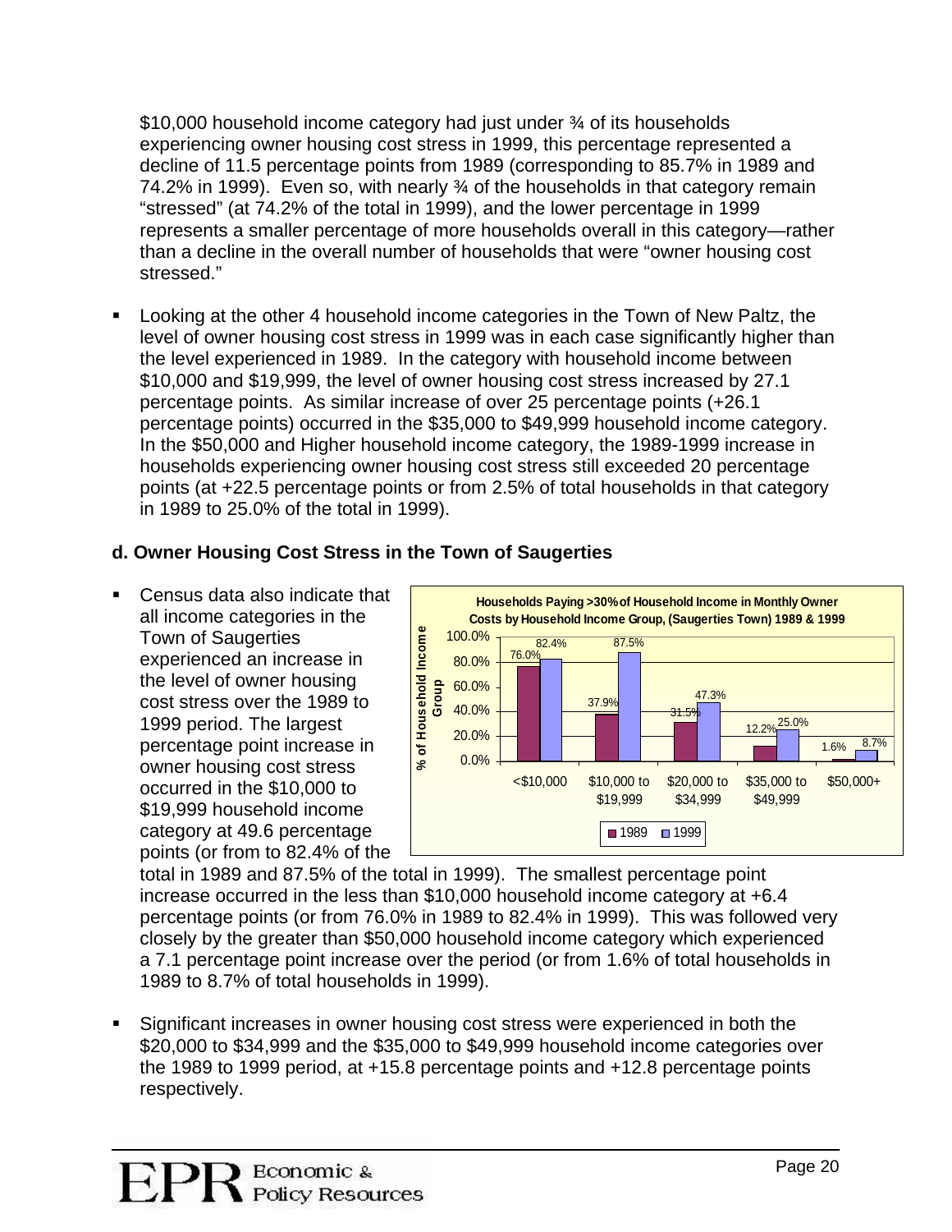$10,000 household income category had just under ¾ of its households experiencing owner housing cost stress in 1999, this percentage represented a decline of 11.5 percentage points from 1989 (corresponding to 85.7% in 1989 and 74.2% in 1999). Even so, with nearly ¾ of the households in that category remain "stressed" (at 74.2% of the total in 1999), and the lower percentage in 1999 represents a smaller percentage of more households overall in this category—rather than a decline in the overall number of households that were "owner housing cost stressed."

- Looking at the other 4 household income categories in the Town of New Paltz, the level of owner housing cost stress in 1999 was in each case significantly higher than the level experienced in 1989. In the category with household income between $10,000 and $19,999, the level of owner housing cost stress increased by 27.1 percentage points. As similar increase of over 25 percentage points (+26.1 percentage points) occurred in the $35,000 to $49,999 household income category. In the $50,000 and Higher household income category, the 1989-1999 increase in households experiencing owner housing cost stress still exceeded 20 percentage points (at +22.5 percentage points or from 2.5% of total households in that category in 1989 to 25.0% of the total in 1999).

### d. Owner Housing Cost Stress in the Town of Saugerties

**Households Paying >30% of Household Income in Monthly Owner Costs by Household Income Group, (Saugerties Town) 1989 & 1999**

| % of Household Income Group | <$10,000 | $10,000 to $19,999 | $20,000 to $34,999 | $35,000 to $49,999 | $50,000+ |
|---|---|---|---|---|---|
| 1989 | 76.0% | 37.9% | 31.5% | 12.2% | 1.6% |
| 1999 | 82.4% | 87.5% | 47.3% | 25.0% | 8.7% |

- Census data also indicate that all income categories in the Town of Saugerties experienced an increase in the level of owner housing cost stress over the 1989 to 1999 period. The largest percentage point increase in owner housing cost stress occurred in the $10,000 to $19,999 household income category at 49.6 percentage points (or from to 82.4% of the total in 1989 and 87.5% of the total in 1999). The smallest percentage point increase occurred in the less than $10,000 household income category at +6.4 percentage points (or from 76.0% in 1989 to 82.4% in 1999). This was followed very closely by the greater than $50,000 household income category which experienced a 7.1 percentage point increase over the period (or from 1.6% of total households in 1989 to 8.7% of total households in 1999).

- Significant increases in owner housing cost stress were experienced in both the $20,000 to $34,999 and the $35,000 to $49,999 household income categories over the 1989 to 1999 period, at +15.8 percentage points and +12.8 percentage points respectively.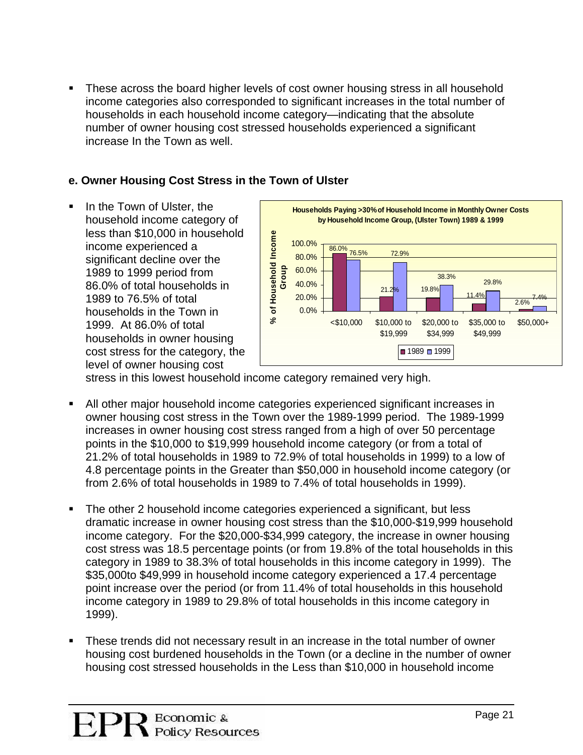- These across the board higher levels of cost owner housing stress in all household income categories also corresponded to significant increases in the total number of households in each household income category—indicating that the absolute number of owner housing cost stressed households experienced a significant increase In the Town as well.

### e. Owner Housing Cost Stress in the Town of Ulster

- In the Town of Ulster, the household income category of less than $10,000 in household income experienced a significant decline over the 1989 to 1999 period from 86.0% of total households in 1989 to 76.5% of total households in the Town in 1999. At 86.0% of total households in owner housing cost stress for the category, the level of owner housing cost stress in this lowest household income category remained very high.

**Households Paying >30% of Household Income in Monthly Owner Costs by Household Income Group, (Ulster Town) 1989 & 1999**

| % of Household Income Group | <$10,000 | $10,000 to $19,999 | $20,000 to $34,999 | $35,000 to $49,999 | $50,000+ |
|---|---|---|---|---|---|
| 1989 | 86.0% | 21.2% | 19.8% | 11.4% | 2.6% |
| 1999 | 76.5% | 72.9% | 38.3% | 29.8% | 7.4% |

- All other major household income categories experienced significant increases in owner housing cost stress in the Town over the 1989-1999 period. The 1989-1999 increases in owner housing cost stress ranged from a high of over 50 percentage points in the $10,000 to $19,999 household income category (or from a total of 21.2% of total households in 1989 to 72.9% of total households in 1999) to a low of 4.8 percentage points in the Greater than $50,000 in household income category (or from 2.6% of total households in 1989 to 7.4% of total households in 1999).

- The other 2 household income categories experienced a significant, but less dramatic increase in owner housing cost stress than the $10,000-$19,999 household income category. For the $20,000-$34,999 category, the increase in owner housing cost stress was 18.5 percentage points (or from 19.8% of the total households in this category in 1989 to 38.3% of total households in this income category in 1999). The $35,000to $49,999 in household income category experienced a 17.4 percentage point increase over the period (or from 11.4% of total households in this household income category in 1989 to 29.8% of total households in this income category in 1999).

- These trends did not necessary result in an increase in the total number of owner housing cost burdened households in the Town (or a decline in the number of owner housing cost stressed households in the Less than $10,000 in household income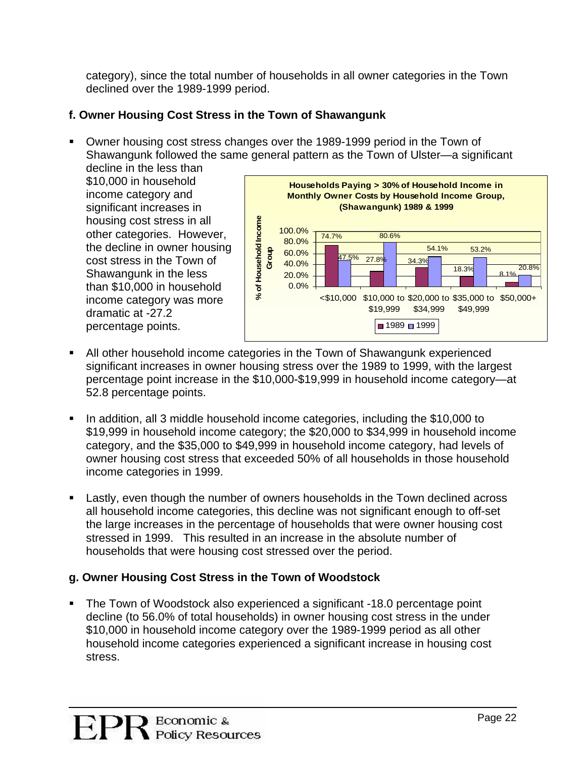category), since the total number of households in all owner categories in the Town declined over the 1989-1999 period.

### f. Owner Housing Cost Stress in the Town of Shawangunk

- Owner housing cost stress changes over the 1989-1999 period in the Town of Shawangunk followed the same general pattern as the Town of Ulster—a significant decline in the less than $10,000 in household income category and significant increases in housing cost stress in all other categories. However, the decline in owner housing cost stress in the Town of Shawangunk in the less than $10,000 in household income category was more dramatic at -27.2 percentage points.

**Households Paying > 30% of Household Income in Monthly Owner Costs by Household Income Group, (Shawangunk) 1989 & 1999**

| % of Household Income Group | 1989 | 1999 |
|---|---|---|
| <$10,000 | 74.7% | 47.5% |
| $10,000 to $19,999 | 27.8% | 80.6% |
| $20,000 to $34,999 | 34.3% | 54.1% |
| $35,000 to $49,999 | 18.3% | 53.2% |
| $50,000+ | 8.1% | 20.8% |

- All other household income categories in the Town of Shawangunk experienced significant increases in owner housing stress over the 1989 to 1999, with the largest percentage point increase in the $10,000-$19,999 in household income category—at 52.8 percentage points.

- In addition, all 3 middle household income categories, including the $10,000 to $19,999 in household income category; the $20,000 to $34,999 in household income category, and the $35,000 to $49,999 in household income category, had levels of owner housing cost stress that exceeded 50% of all households in those household income categories in 1999.

- Lastly, even though the number of owners households in the Town declined across all household income categories, this decline was not significant enough to off-set the large increases in the percentage of households that were owner housing cost stressed in 1999. This resulted in an increase in the absolute number of households that were housing cost stressed over the period.

### g. Owner Housing Cost Stress in the Town of Woodstock

- The Town of Woodstock also experienced a significant -18.0 percentage point decline (to 56.0% of total households) in owner housing cost stress in the under $10,000 in household income category over the 1989-1999 period as all other household income categories experienced a significant increase in housing cost stress.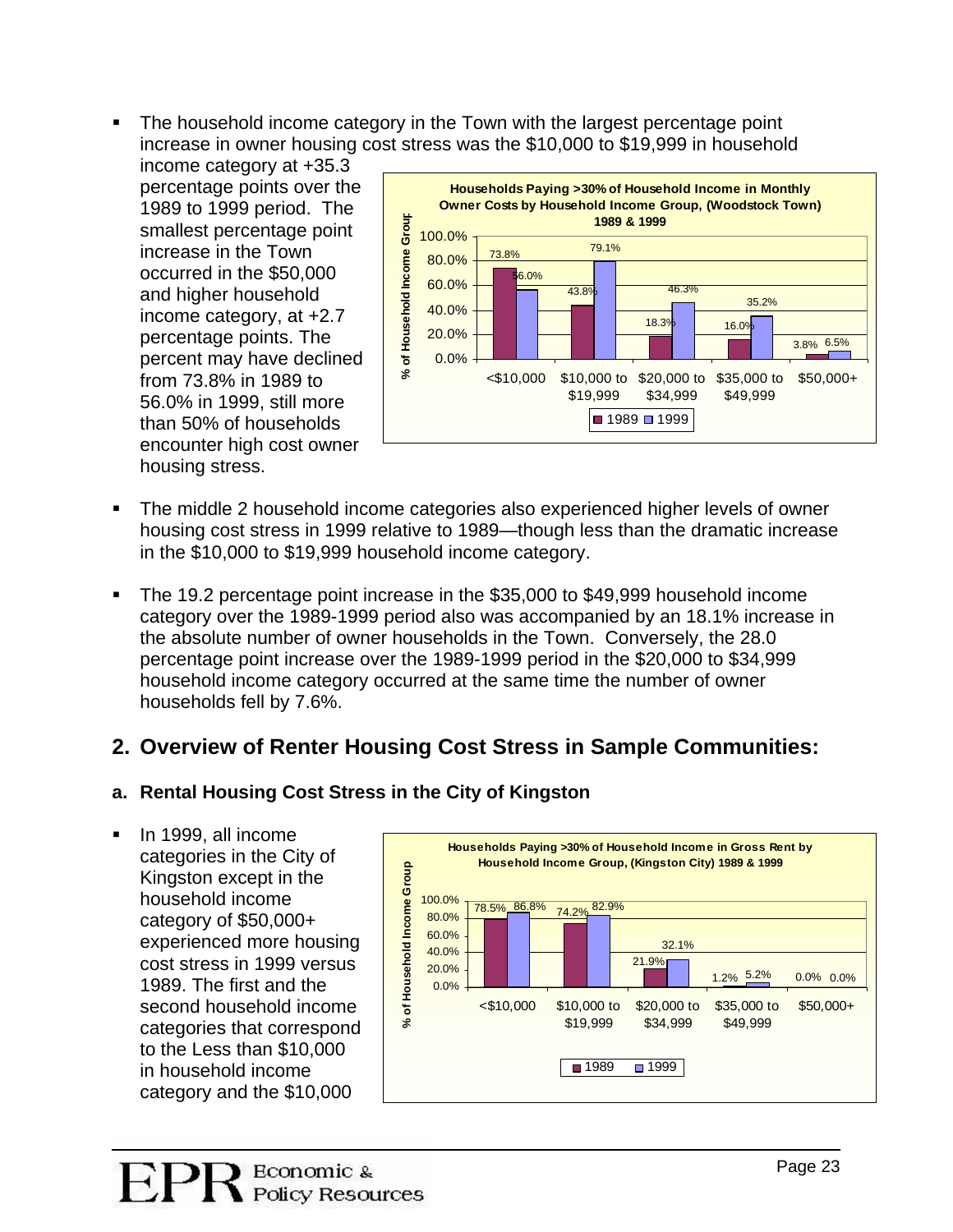- The household income category in the Town with the largest percentage point increase in owner housing cost stress was the $10,000 to $19,999 in household income category at +35.3 percentage points over the 1989 to 1999 period. The smallest percentage point increase in the Town occurred in the $50,000 and higher household income category, at +2.7 percentage points. The percent may have declined from 73.8% in 1989 to 56.0% in 1999, still more than 50% of households encounter high cost owner housing stress.

**Households Paying >30% of Household Income in Monthly Owner Costs by Household Income Group, (Woodstock Town) 1989 & 1999**

| % of Household Income Group | 1989 | 1999 |
|---|---|---|
| <$10,000 | 73.8% | 56.0% |
| $10,000 to $19,999 | 43.8% | 79.1% |
| $20,000 to $34,999 | 18.3% | 46.3% |
| $35,000 to $49,999 | 16.0% | 35.2% |
| $50,000+ | 3.8% | 6.5% |

- The middle 2 household income categories also experienced higher levels of owner housing cost stress in 1999 relative to 1989—though less than the dramatic increase in the $10,000 to $19,999 household income category.

- The 19.2 percentage point increase in the $35,000 to $49,999 household income category over the 1989-1999 period also was accompanied by an 18.1% increase in the absolute number of owner households in the Town. Conversely, the 28.0 percentage point increase over the 1989-1999 period in the $20,000 to $34,999 household income category occurred at the same time the number of owner households fell by 7.6%.

## 2. Overview of Renter Housing Cost Stress in Sample Communities:

### a. Rental Housing Cost Stress in the City of Kingston

- In 1999, all income categories in the City of Kingston except in the household income category of $50,000+ experienced more housing cost stress in 1999 versus 1989. The first and the second household income categories that correspond to the Less than $10,000 in household income category and the $10,000

**Households Paying >30% of Household Income in Gross Rent by Household Income Group, (Kingston City) 1989 & 1999**

| % of Household Income Group | 1989 | 1999 |
|---|---|---|
| <$10,000 | 78.5% | 86.8% |
| $10,000 to $19,999 | 74.2% | 82.9% |
| $20,000 to $34,999 | 21.9% | 32.1% |
| $35,000 to $49,999 | 1.2% | 5.2% |
| $50,000+ | 0.0% | 0.0% |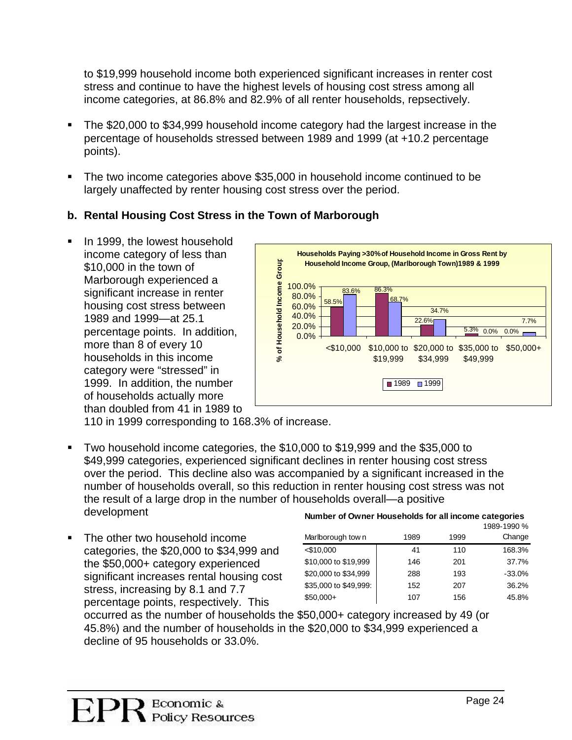to $19,999 household income both experienced significant increases in renter cost stress and continue to have the highest levels of housing cost stress among all income categories, at 86.8% and 82.9% of all renter households, repsectively.

- The $20,000 to $34,999 household income category had the largest increase in the percentage of households stressed between 1989 and 1999 (at +10.2 percentage points).
- The two income categories above $35,000 in household income continued to be largely unaffected by renter housing cost stress over the period.

### b. Rental Housing Cost Stress in the Town of Marborough

- In 1999, the lowest household income category of less than $10,000 in the town of Marborough experienced a significant increase in renter housing cost stress between 1989 and 1999—at 25.1 percentage points. In addition, more than 8 of every 10 households in this income category were "stressed" in 1999. In addition, the number of households actually more than doubled from 41 in 1989 to 110 in 1999 corresponding to 168.3% of increase.

**Households Paying >30% of Household Income in Gross Rent by Household Income Group, (Marlborough Town) 1989 & 1999**

| % of Household Income Group | 1989 | 1999 |
|---|---|---|
| <$10,000 | 58.5% | 83.6% |
| $10,000 to $19,999 | 86.3% | 68.7% |
| $20,000 to $34,999 | 22.6% | 34.7% |
| $35,000 to $49,999 | 5.3% | 0.0% |
| $50,000+ | 0.0% | 7.7% |

- Two household income categories, the $10,000 to $19,999 and the $35,000 to $49,999 categories, experienced significant declines in renter housing cost stress over the period. This decline also was accompanied by a significant increased in the number of households overall, so this reduction in renter housing cost stress was not the result of a large drop in the number of households overall—a positive development

**Number of Owner Households for all income categories**

| Marlborough town | 1989 | 1999 | 1989-1990 % Change |
|---|---|---|---|
| <$10,000 | 41 | 110 | 168.3% |
| $10,000 to $19,999 | 146 | 201 | 37.7% |
| $20,000 to $34,999 | 288 | 193 | -33.0% |
| $35,000 to $49,999: | 152 | 207 | 36.2% |
| $50,000+ | 107 | 156 | 45.8% |

- The other two household income categories, the $20,000 to $34,999 and the $50,000+ category experienced significant increases rental housing cost stress, increasing by 8.1 and 7.7 percentage points, respectively. This occurred as the number of households the $50,000+ category increased by 49 (or 45.8%) and the number of households in the $20,000 to $34,999 experienced a decline of 95 households or 33.0%.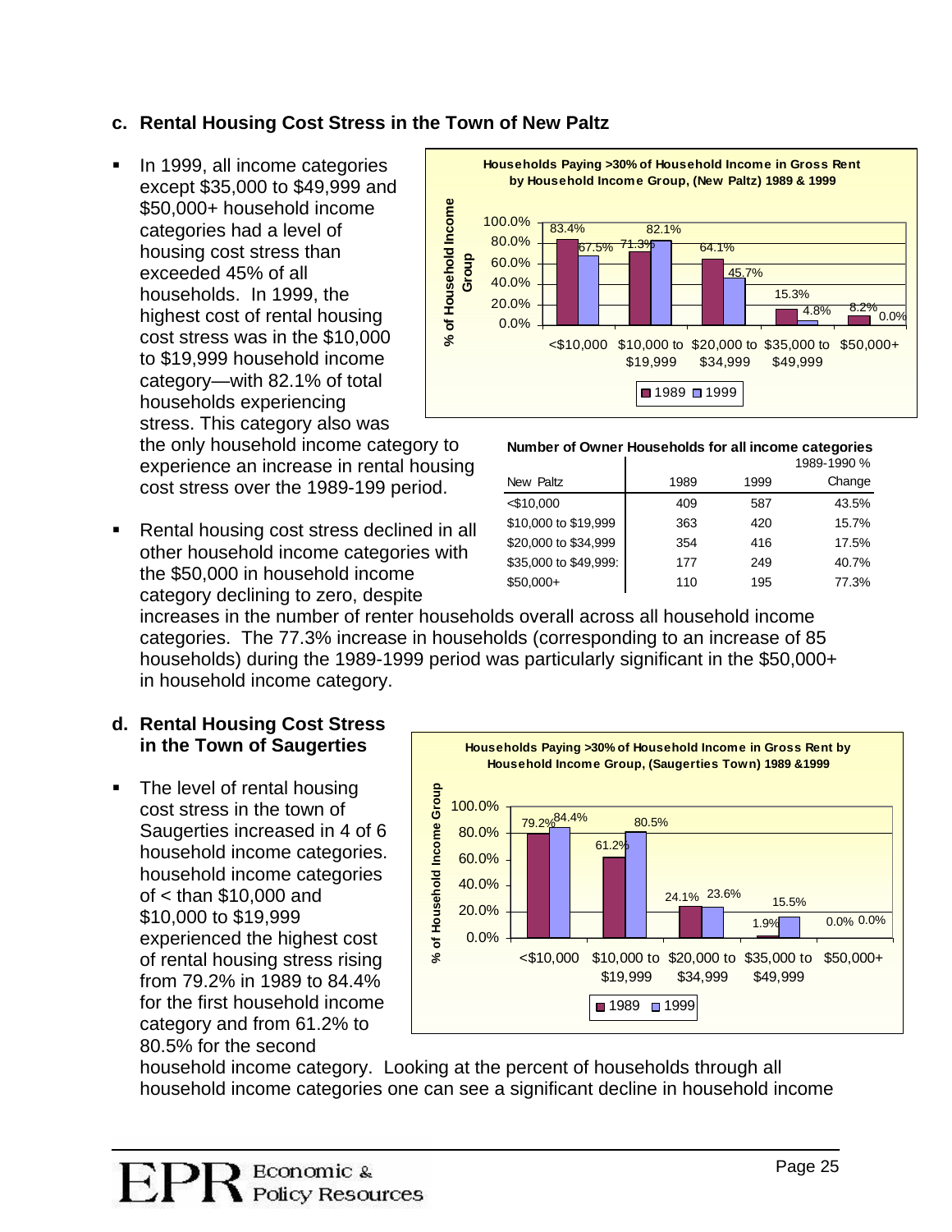### c. Rental Housing Cost Stress in the Town of New Paltz

- In 1999, all income categories except $35,000 to $49,999 and $50,000+ household income categories had a level of housing cost stress than exceeded 45% of all households. In 1999, the highest cost of rental housing cost stress was in the $10,000 to $19,999 household income category—with 82.1% of total households experiencing stress. This category also was the only household income category to experience an increase in rental housing cost stress over the 1989-199 period.

**Households Paying >30% of Household Income in Gross Rent by Household Income Group, (New Paltz) 1989 & 1999**

| % of Household Income Group | 1989 | 1999 |
|---|---|---|
| <$10,000 | 83.4% | 67.5% |
| $10,000 to $19,999 | 71.3% | 82.1% |
| $20,000 to $34,999 | 64.1% | 45.7% |
| $35,000 to $49,999 | 15.3% | 4.8% |
| $50,000+ | 8.2% | 0.0% |

**Number of Owner Households for all income categories**

| New Paltz | 1989 | 1999 | 1989-1990 % Change |
|---|---|---|---|
| <$10,000 | 409 | 587 | 43.5% |
| $10,000 to $19,999 | 363 | 420 | 15.7% |
| $20,000 to $34,999 | 354 | 416 | 17.5% |
| $35,000 to $49,999: | 177 | 249 | 40.7% |
| $50,000+ | 110 | 195 | 77.3% |

- Rental housing cost stress declined in all other household income categories with the $50,000 in household income category declining to zero, despite increases in the number of renter households overall across all household income categories. The 77.3% increase in households (corresponding to an increase of 85 households) during the 1989-1999 period was particularly significant in the $50,000+ in household income category.

### d. Rental Housing Cost Stress in the Town of Saugerties

- The level of rental housing cost stress in the town of Saugerties increased in 4 of 6 household income categories. household income categories of < than $10,000 and $10,000 to $19,999 experienced the highest cost of rental housing stress rising from 79.2% in 1989 to 84.4% for the first household income category and from 61.2% to 80.5% for the second household income category. Looking at the percent of households through all household income categories one can see a significant decline in household income

**Households Paying >30% of Household Income in Gross Rent by Household Income Group, (Saugerties Town) 1989 &1999**

| % of Household Income Group | 1989 | 1999 |
|---|---|---|
| <$10,000 | 79.2% | 84.4% |
| $10,000 to $19,999 | 61.2% | 80.5% |
| $20,000 to $34,999 | 24.1% | 23.6% |
| $35,000 to $49,999 | 1.9% | 15.5% |
| $50,000+ | 0.0% | 0.0% |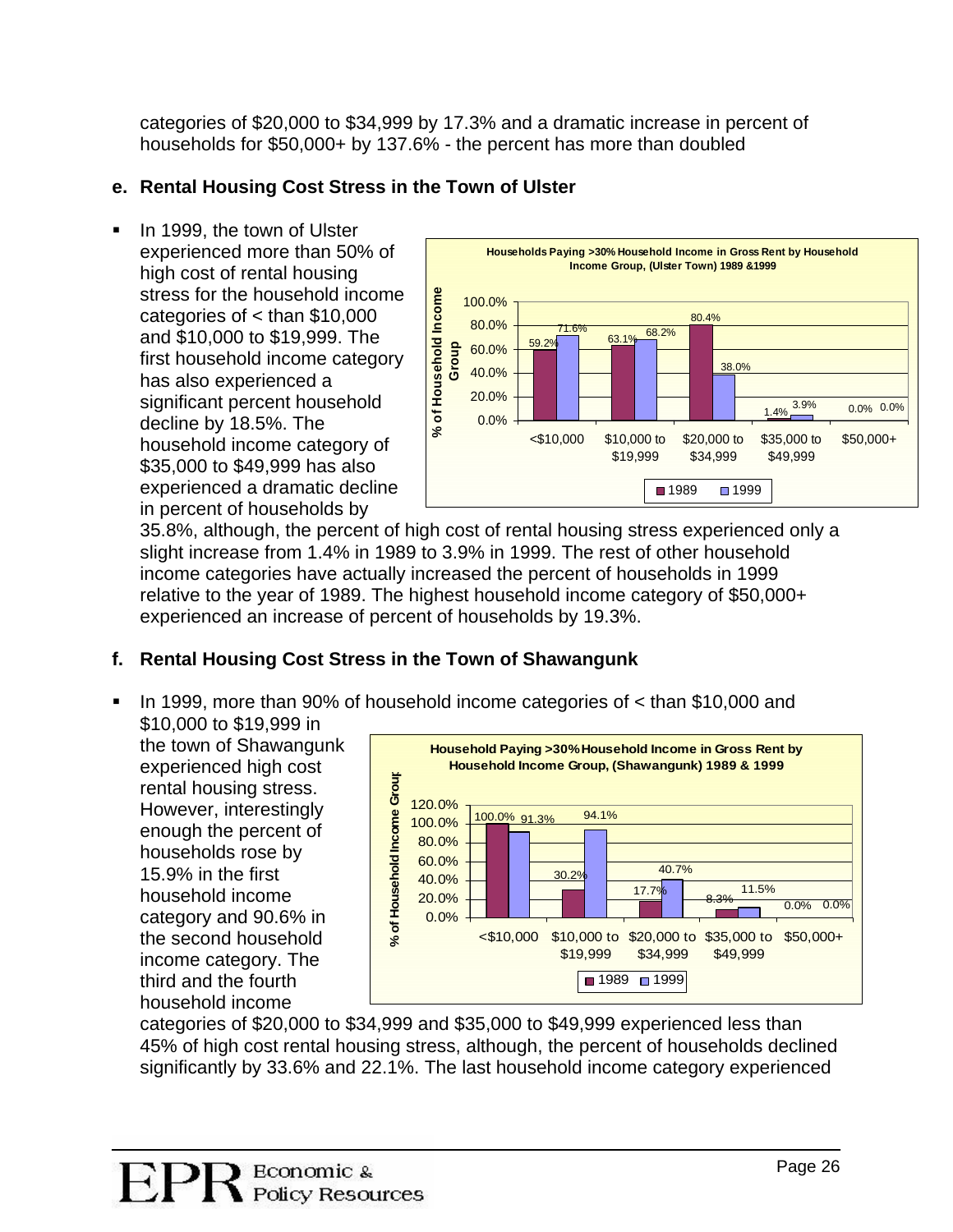categories of $20,000 to $34,999 by 17.3% and a dramatic increase in percent of households for $50,000+ by 137.6% - the percent has more than doubled

### e. Rental Housing Cost Stress in the Town of Ulster

- In 1999, the town of Ulster experienced more than 50% of high cost of rental housing stress for the household income categories of < than $10,000 and $10,000 to $19,999. The first household income category has also experienced a significant percent household decline by 18.5%. The household income category of $35,000 to $49,999 has also experienced a dramatic decline in percent of households by 35.8%, although, the percent of high cost of rental housing stress experienced only a slight increase from 1.4% in 1989 to 3.9% in 1999. The rest of other household income categories have actually increased the percent of households in 1999 relative to the year of 1989. The highest household income category of $50,000+ experienced an increase of percent of households by 19.3%.

**Households Paying >30% Household Income in Gross Rent by Household Income Group, (Ulster Town) 1989 &1999**

| Household Income Group | 1989 | 1999 |
|---|---|---|
| <$10,000 | 59.2% | 71.6% |
| $10,000 to $19,999 | 63.1% | 68.2% |
| $20,000 to $34,999 | 80.4% | 38.0% |
| $35,000 to $49,999 | 1.4% | 3.9% |
| $50,000+ | 0.0% | 0.0% |

### f. Rental Housing Cost Stress in the Town of Shawangunk

- In 1999, more than 90% of household income categories of < than $10,000 and $10,000 to $19,999 in the town of Shawangunk experienced high cost rental housing stress. However, interestingly enough the percent of households rose by 15.9% in the first household income category and 90.6% in the second household income category. The third and the fourth household income categories of $20,000 to $34,999 and $35,000 to $49,999 experienced less than 45% of high cost rental housing stress, although, the percent of households declined significantly by 33.6% and 22.1%. The last household income category experienced

**Household Paying >30% Household Income in Gross Rent by Household Income Group, (Shawangunk) 1989 & 1999**

| Household Income Group | 1989 | 1999 |
|---|---|---|
| <$10,000 | 100.0% | 91.3% |
| $10,000 to $19,999 | 30.2% | 94.1% |
| $20,000 to $34,999 | 17.7% | 40.7% |
| $35,000 to $49,999 | 8.3% | 11.5% |
| $50,000+ | 0.0% | 0.0% |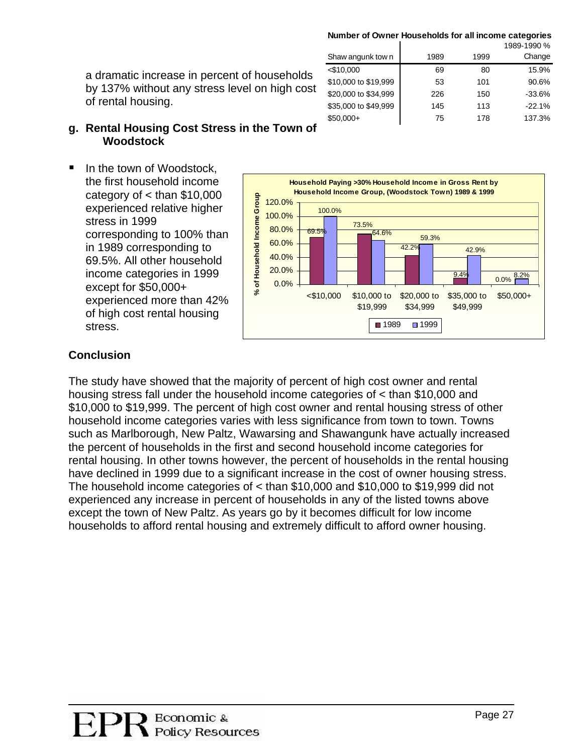a dramatic increase in percent of households by 137% without any stress level on high cost of rental housing.

**Number of Owner Households for all income categories**

| Shawangunk town | 1989 | 1999 | 1989-1990 % Change |
|---|---|---|---|
| <$10,000 | 69 | 80 | 15.9% |
| $10,000 to $19,999 | 53 | 101 | 90.6% |
| $20,000 to $34,999 | 226 | 150 | -33.6% |
| $35,000 to $49,999 | 145 | 113 | -22.1% |
| $50,000+ | 75 | 178 | 137.3% |

### g. Rental Housing Cost Stress in the Town of Woodstock

- In the town of Woodstock, the first household income category of < than $10,000 experienced relative higher stress in 1999 corresponding to 100% than in 1989 corresponding to 69.5%. All other household income categories in 1999 except for $50,000+ experienced more than 42% of high cost rental housing stress.

**Household Paying >30% Household Income in Gross Rent by Household Income Group, (Woodstock Town) 1989 & 1999**

| % of Household Income Group | 1989 | 1999 |
|---|---|---|
| <$10,000 | 69.5% | 100.0% |
| $10,000 to $19,999 | 73.5% | 64.6% |
| $20,000 to $34,999 | 42.2% | 59.3% |
| $35,000 to $49,999 | 9.4% | 42.9% |
| $50,000+ | 0.0% | 8.2% |

## Conclusion

The study have showed that the majority of percent of high cost owner and rental housing stress fall under the household income categories of < than $10,000 and $10,000 to $19,999. The percent of high cost owner and rental housing stress of other household income categories varies with less significance from town to town. Towns such as Marlborough, New Paltz, Wawarsing and Shawangunk have actually increased the percent of households in the first and second household income categories for rental housing. In other towns however, the percent of households in the rental housing have declined in 1999 due to a significant increase in the cost of owner housing stress. The household income categories of < than $10,000 and $10,000 to $19,999 did not experienced any increase in percent of households in any of the listed towns above except the town of New Paltz. As years go by it becomes difficult for low income households to afford rental housing and extremely difficult to afford owner housing.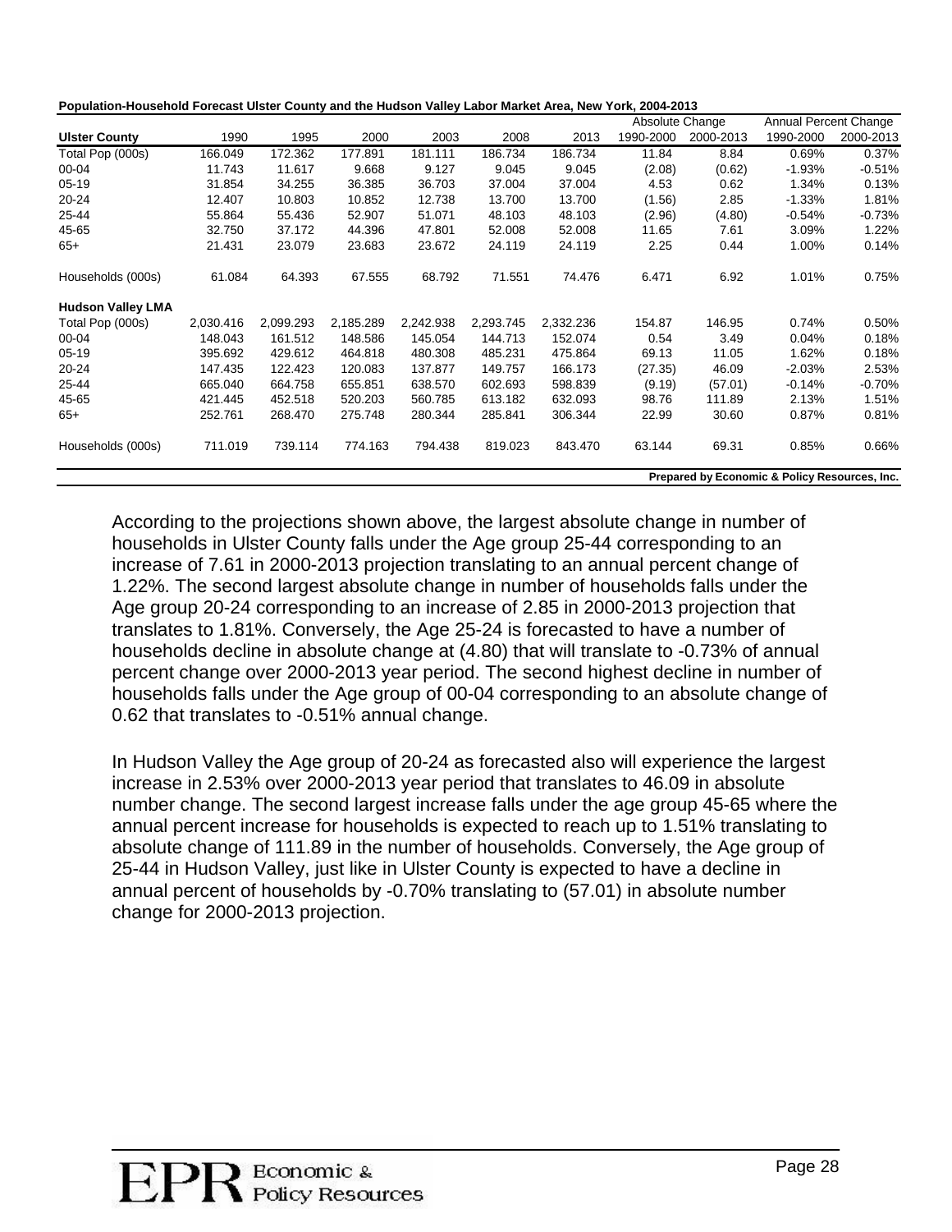**Population-Household Forecast Ulster County and the Hudson Valley Labor Market Area, New York, 2004-2013**

| | | | | | | | Absolute Change | | Annual Percent Change | |
|---|---|---|---|---|---|---|---|---|---|---|
| **Ulster County** | 1990 | 1995 | 2000 | 2003 | 2008 | 2013 | 1990-2000 | 2000-2013 | 1990-2000 | 2000-2013 |
| Total Pop (000s) | 166.049 | 172.362 | 177.891 | 181.111 | 186.734 | 186.734 | 11.84 | 8.84 | 0.69% | 0.37% |
| 00-04 | 11.743 | 11.617 | 9.668 | 9.127 | 9.045 | 9.045 | (2.08) | (0.62) | -1.93% | -0.51% |
| 05-19 | 31.854 | 34.255 | 36.385 | 36.703 | 37.004 | 37.004 | 4.53 | 0.62 | 1.34% | 0.13% |
| 20-24 | 12.407 | 10.803 | 10.852 | 12.738 | 13.700 | 13.700 | (1.56) | 2.85 | -1.33% | 1.81% |
| 25-44 | 55.864 | 55.436 | 52.907 | 51.071 | 48.103 | 48.103 | (2.96) | (4.80) | -0.54% | -0.73% |
| 45-65 | 32.750 | 37.172 | 44.396 | 47.801 | 52.008 | 52.008 | 11.65 | 7.61 | 3.09% | 1.22% |
| 65+ | 21.431 | 23.079 | 23.683 | 23.672 | 24.119 | 24.119 | 2.25 | 0.44 | 1.00% | 0.14% |
| | | | | | | | | | | |
| Households (000s) | 61.084 | 64.393 | 67.555 | 68.792 | 71.551 | 74.476 | 6.471 | 6.92 | 1.01% | 0.75% |
| | | | | | | | | | | |
| **Hudson Valley LMA** | | | | | | | | | | |
| Total Pop (000s) | 2,030.416 | 2,099.293 | 2,185.289 | 2,242.938 | 2,293.745 | 2,332.236 | 154.87 | 146.95 | 0.74% | 0.50% |
| 00-04 | 148.043 | 161.512 | 148.586 | 145.054 | 144.713 | 152.074 | 0.54 | 3.49 | 0.04% | 0.18% |
| 05-19 | 395.692 | 429.612 | 464.818 | 480.308 | 485.231 | 475.864 | 69.13 | 11.05 | 1.62% | 0.18% |
| 20-24 | 147.435 | 122.423 | 120.083 | 137.877 | 149.757 | 166.173 | (27.35) | 46.09 | -2.03% | 2.53% |
| 25-44 | 665.040 | 664.758 | 655.851 | 638.570 | 602.693 | 598.839 | (9.19) | (57.01) | -0.14% | -0.70% |
| 45-65 | 421.445 | 452.518 | 520.203 | 560.785 | 613.182 | 632.093 | 98.76 | 111.89 | 2.13% | 1.51% |
| 65+ | 252.761 | 268.470 | 275.748 | 280.344 | 285.841 | 306.344 | 22.99 | 30.60 | 0.87% | 0.81% |
| | | | | | | | | | | |
| Households (000s) | 711.019 | 739.114 | 774.163 | 794.438 | 819.023 | 843.470 | 63.144 | 69.31 | 0.85% | 0.66% |

**Prepared by Economic & Policy Resources, Inc.**

According to the projections shown above, the largest absolute change in number of households in Ulster County falls under the Age group 25-44 corresponding to an increase of 7.61 in 2000-2013 projection translating to an annual percent change of 1.22%. The second largest absolute change in number of households falls under the Age group 20-24 corresponding to an increase of 2.85 in 2000-2013 projection that translates to 1.81%. Conversely, the Age 25-24 is forecasted to have a number of households decline in absolute change at (4.80) that will translate to -0.73% of annual percent change over 2000-2013 year period. The second highest decline in number of households falls under the Age group of 00-04 corresponding to an absolute change of 0.62 that translates to -0.51% annual change.

In Hudson Valley the Age group of 20-24 as forecasted also will experience the largest increase in 2.53% over 2000-2013 year period that translates to 46.09 in absolute number change. The second largest increase falls under the age group 45-65 where the annual percent increase for households is expected to reach up to 1.51% translating to absolute change of 111.89 in the number of households. Conversely, the Age group of 25-44 in Hudson Valley, just like in Ulster County is expected to have a decline in annual percent of households by -0.70% translating to (57.01) in absolute number change for 2000-2013 projection.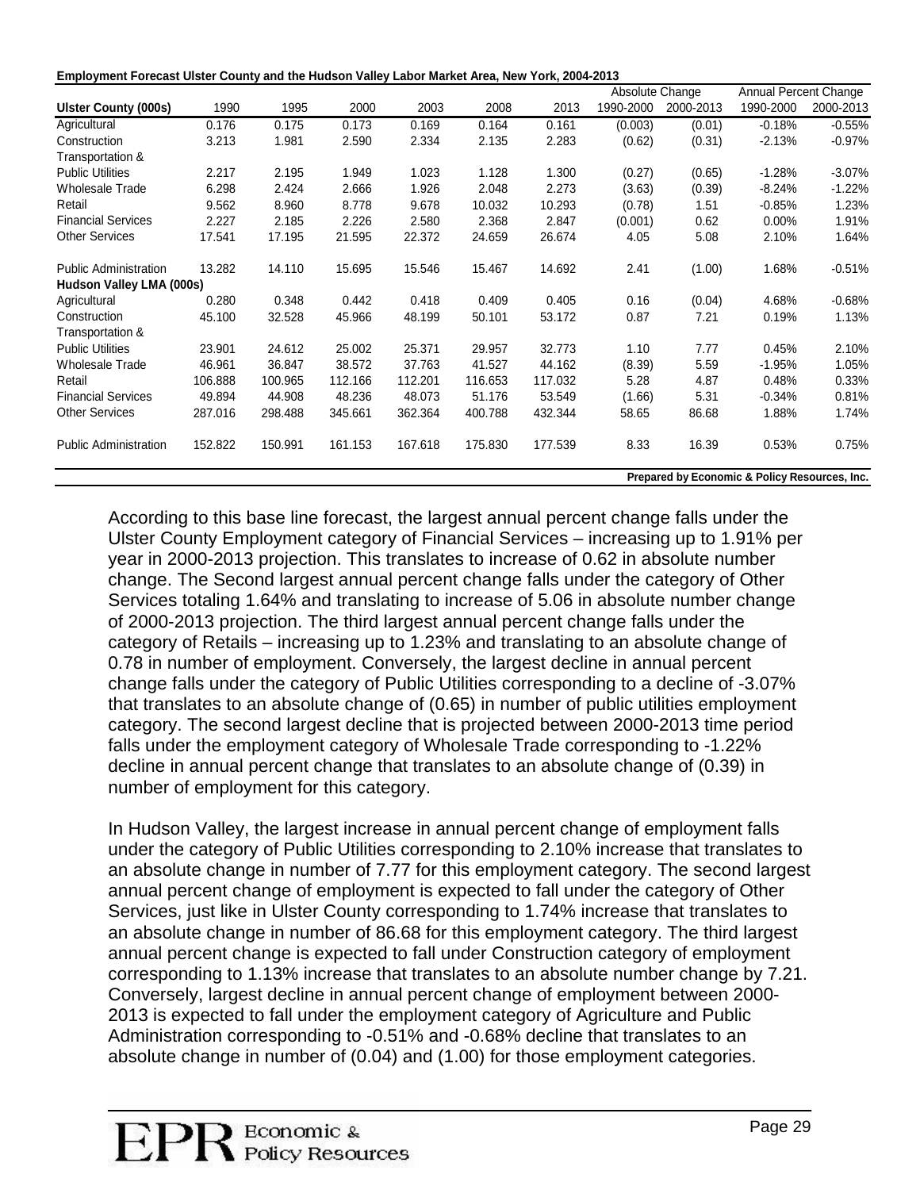**Employment Forecast Ulster County and the Hudson Valley Labor Market Area, New York, 2004-2013**

| | | | | | | | Absolute Change | | Annual Percent Change | |
|---|---|---|---|---|---|---|---|---|---|---|
| **Ulster County (000s)** | 1990 | 1995 | 2000 | 2003 | 2008 | 2013 | 1990-2000 | 2000-2013 | 1990-2000 | 2000-2013 |
| Agricultural | 0.176 | 0.175 | 0.173 | 0.169 | 0.164 | 0.161 | (0.003) | (0.01) | -0.18% | -0.55% |
| Construction | 3.213 | 1.981 | 2.590 | 2.334 | 2.135 | 2.283 | (0.62) | (0.31) | -2.13% | -0.97% |
| Transportation & Public Utilities | 2.217 | 2.195 | 1.949 | 1.023 | 1.128 | 1.300 | (0.27) | (0.65) | -1.28% | -3.07% |
| Wholesale Trade | 6.298 | 2.424 | 2.666 | 1.926 | 2.048 | 2.273 | (3.63) | (0.39) | -8.24% | -1.22% |
| Retail | 9.562 | 8.960 | 8.778 | 9.678 | 10.032 | 10.293 | (0.78) | 1.51 | -0.85% | 1.23% |
| Financial Services | 2.227 | 2.185 | 2.226 | 2.580 | 2.368 | 2.847 | (0.001) | 0.62 | 0.00% | 1.91% |
| Other Services | 17.541 | 17.195 | 21.595 | 22.372 | 24.659 | 26.674 | 4.05 | 5.08 | 2.10% | 1.64% |
| Public Administration | 13.282 | 14.110 | 15.695 | 15.546 | 15.467 | 14.692 | 2.41 | (1.00) | 1.68% | -0.51% |
| **Hudson Valley LMA (000s)** | | | | | | | | | | |
| Agricultural | 0.280 | 0.348 | 0.442 | 0.418 | 0.409 | 0.405 | 0.16 | (0.04) | 4.68% | -0.68% |
| Construction | 45.100 | 32.528 | 45.966 | 48.199 | 50.101 | 53.172 | 0.87 | 7.21 | 0.19% | 1.13% |
| Transportation & Public Utilities | 23.901 | 24.612 | 25.002 | 25.371 | 29.957 | 32.773 | 1.10 | 7.77 | 0.45% | 2.10% |
| Wholesale Trade | 46.961 | 36.847 | 38.572 | 37.763 | 41.527 | 44.162 | (8.39) | 5.59 | -1.95% | 1.05% |
| Retail | 106.888 | 100.965 | 112.166 | 112.201 | 116.653 | 117.032 | 5.28 | 4.87 | 0.48% | 0.33% |
| Financial Services | 49.894 | 44.908 | 48.236 | 48.073 | 51.176 | 53.549 | (1.66) | 5.31 | -0.34% | 0.81% |
| Other Services | 287.016 | 298.488 | 345.661 | 362.364 | 400.788 | 432.344 | 58.65 | 86.68 | 1.88% | 1.74% |
| Public Administration | 152.822 | 150.991 | 161.153 | 167.618 | 175.830 | 177.539 | 8.33 | 16.39 | 0.53% | 0.75% |

**Prepared by Economic & Policy Resources, Inc.**

According to this base line forecast, the largest annual percent change falls under the Ulster County Employment category of Financial Services – increasing up to 1.91% per year in 2000-2013 projection. This translates to increase of 0.62 in absolute number change. The Second largest annual percent change falls under the category of Other Services totaling 1.64% and translating to increase of 5.06 in absolute number change of 2000-2013 projection. The third largest annual percent change falls under the category of Retails – increasing up to 1.23% and translating to an absolute change of 0.78 in number of employment. Conversely, the largest decline in annual percent change falls under the category of Public Utilities corresponding to a decline of -3.07% that translates to an absolute change of (0.65) in number of public utilities employment category. The second largest decline that is projected between 2000-2013 time period falls under the employment category of Wholesale Trade corresponding to -1.22% decline in annual percent change that translates to an absolute change of (0.39) in number of employment for this category.

In Hudson Valley, the largest increase in annual percent change of employment falls under the category of Public Utilities corresponding to 2.10% increase that translates to an absolute change in number of 7.77 for this employment category. The second largest annual percent change of employment is expected to fall under the category of Other Services, just like in Ulster County corresponding to 1.74% increase that translates to an absolute change in number of 86.68 for this employment category. The third largest annual percent change is expected to fall under Construction category of employment corresponding to 1.13% increase that translates to an absolute number change by 7.21. Conversely, largest decline in annual percent change of employment between 2000-2013 is expected to fall under the employment category of Agriculture and Public Administration corresponding to -0.51% and -0.68% decline that translates to an absolute change in number of (0.04) and (1.00) for those employment categories.